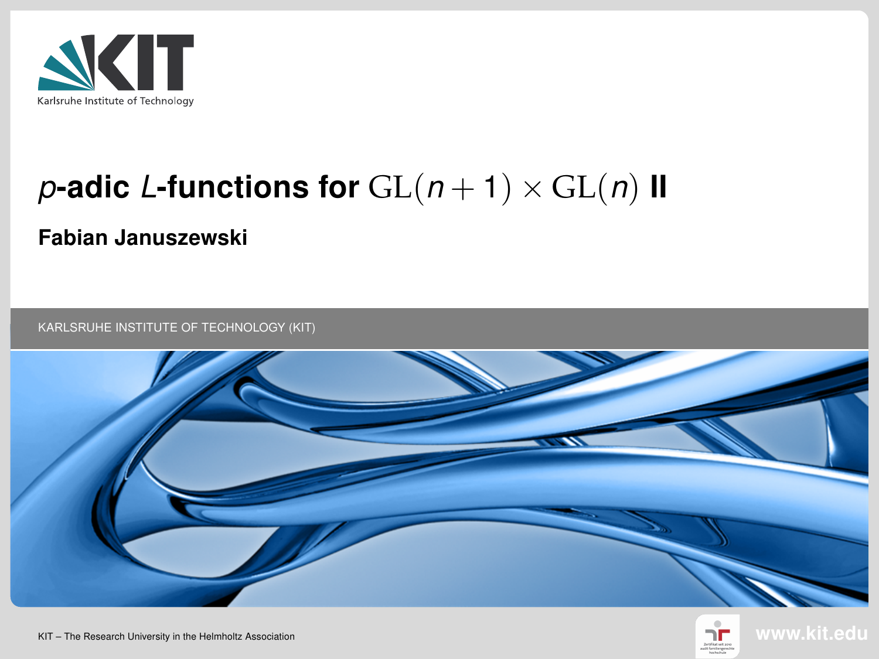# $p$-adic $L$-functions for $\mathrm{GL}(n+1) \times \mathrm{GL}(n)$ II

**Fabian Januszewski**

KARLSRUHE INSTITUTE OF TECHNOLOGY (KIT)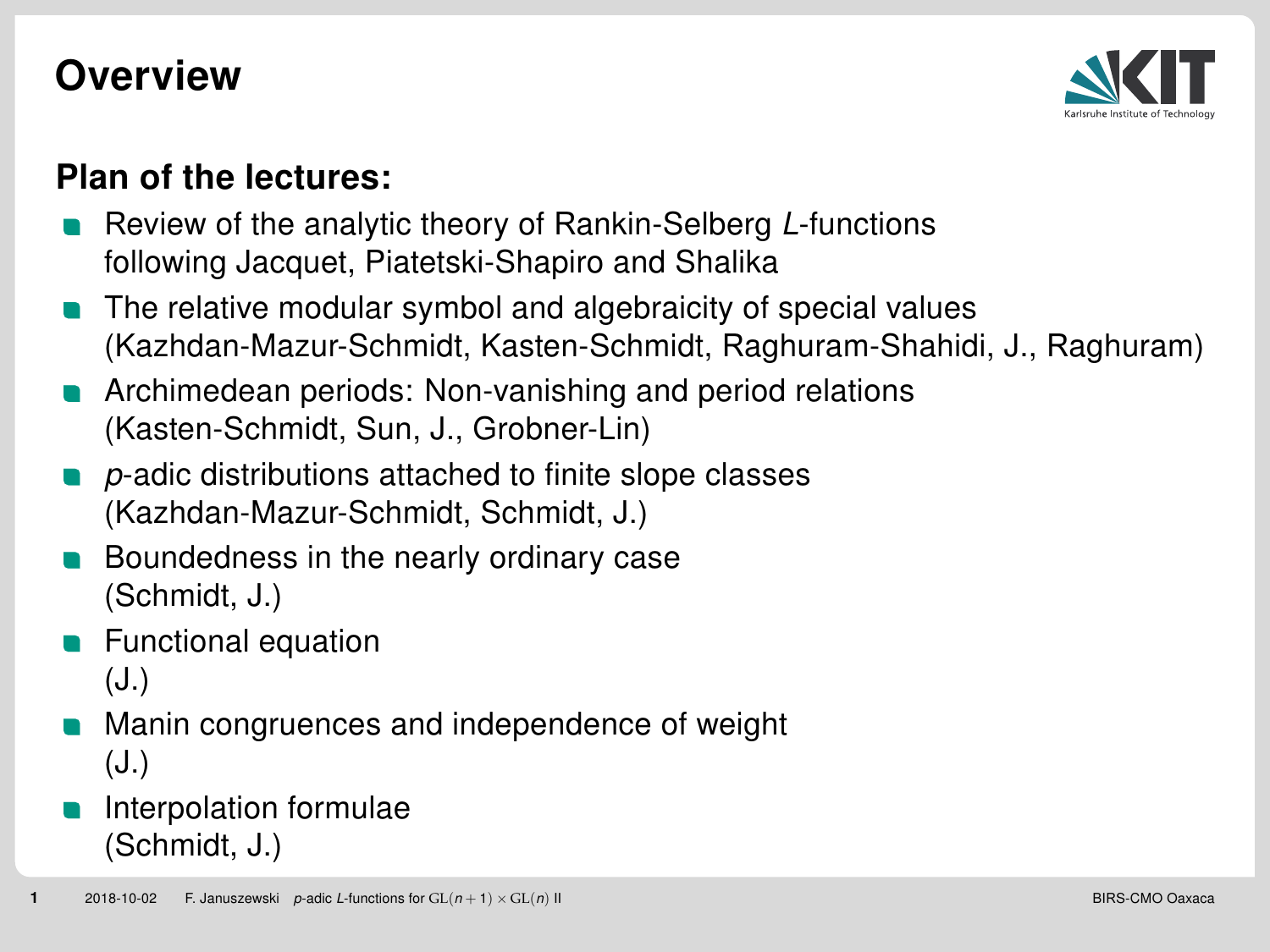# Overview

## Plan of the lectures:

- Review of the analytic theory of Rankin-Selberg $L$-functions following Jacquet, Piatetski-Shapiro and Shalika
- The relative modular symbol and algebraicity of special values (Kazhdan-Mazur-Schmidt, Kasten-Schmidt, Raghuram-Shahidi, J., Raghuram)
- Archimedean periods: Non-vanishing and period relations (Kasten-Schmidt, Sun, J., Grobner-Lin)
- $p$-adic distributions attached to finite slope classes (Kazhdan-Mazur-Schmidt, Schmidt, J.)
- Boundedness in the nearly ordinary case (Schmidt, J.)
- Functional equation (J.)
- Manin congruences and independence of weight (J.)
- Interpolation formulae (Schmidt, J.)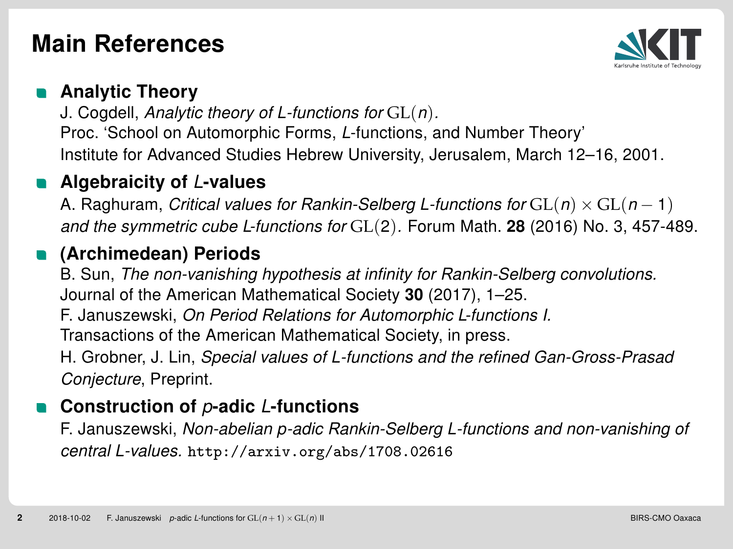# Main References

- **Analytic Theory**
  J. Cogdell, *Analytic theory of L-functions for* $\mathrm{GL}(n)$.
  Proc. 'School on Automorphic Forms, *L*-functions, and Number Theory'
  Institute for Advanced Studies Hebrew University, Jerusalem, March 12–16, 2001.

- **Algebraicity of *L*-values**
  A. Raghuram, *Critical values for Rankin-Selberg L-functions for* $\mathrm{GL}(n) \times \mathrm{GL}(n-1)$ *and the symmetric cube L-functions for* $\mathrm{GL}(2)$. Forum Math. **28** (2016) No. 3, 457-489.

- **(Archimedean) Periods**
  B. Sun, *The non-vanishing hypothesis at infinity for Rankin-Selberg convolutions.*
  Journal of the American Mathematical Society **30** (2017), 1–25.
  F. Januszewski, *On Period Relations for Automorphic L-functions I.*
  Transactions of the American Mathematical Society, in press.
  H. Grobner, J. Lin, *Special values of L-functions and the refined Gan-Gross-Prasad Conjecture*, Preprint.

- **Construction of *p*-adic *L*-functions**
  F. Januszewski, *Non-abelian p-adic Rankin-Selberg L-functions and non-vanishing of central L-values.* `http://arxiv.org/abs/1708.02616`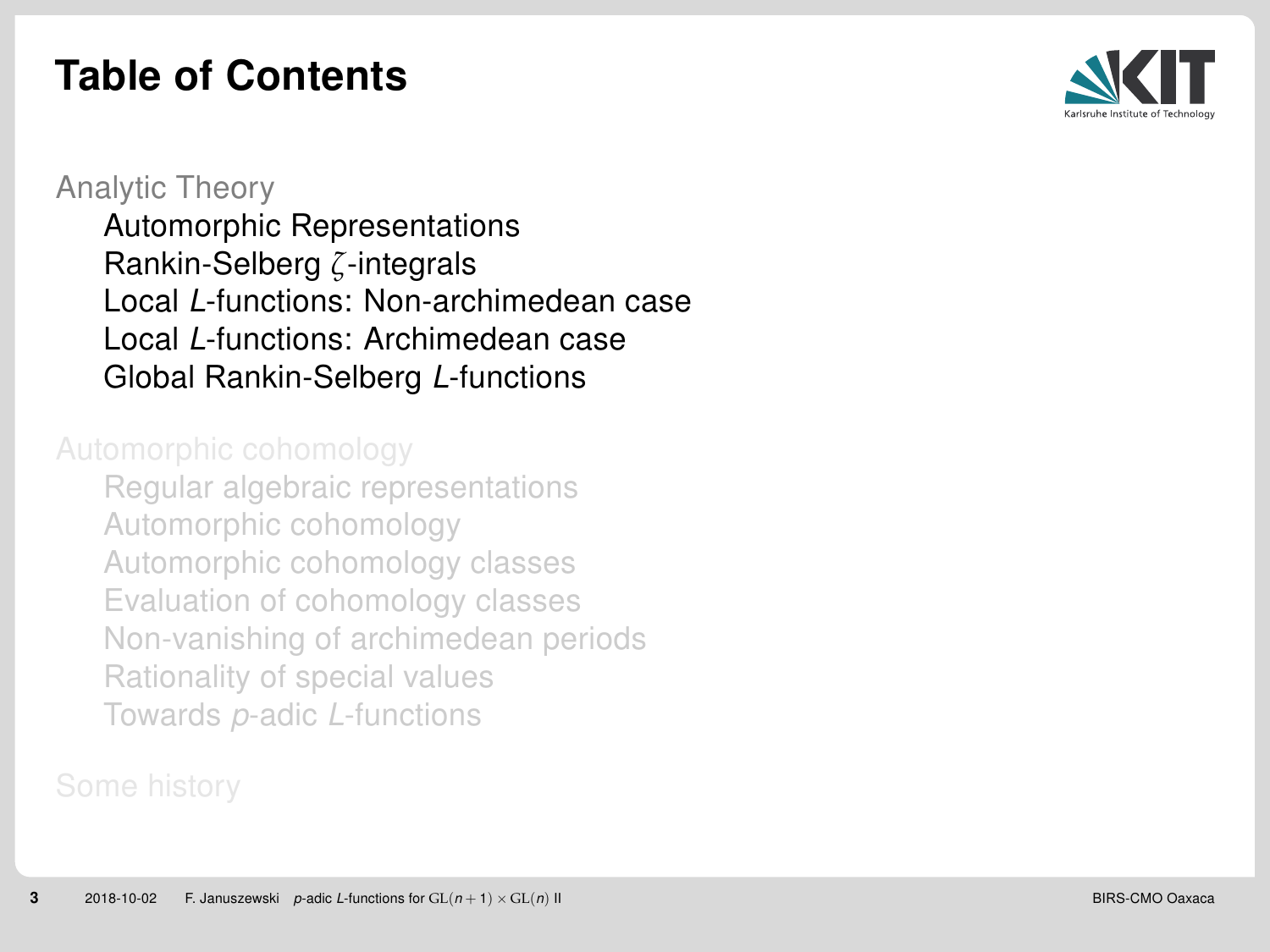# Table of Contents

Analytic Theory

- Automorphic Representations
- Rankin-Selberg $\zeta$-integrals
- Local *L*-functions: Non-archimedean case
- Local *L*-functions: Archimedean case
- Global Rankin-Selberg *L*-functions

Automorphic cohomology

- Regular algebraic representations
- Automorphic cohomology
- Automorphic cohomology classes
- Evaluation of cohomology classes
- Non-vanishing of archimedean periods
- Rationality of special values
- Towards *p*-adic *L*-functions

Some history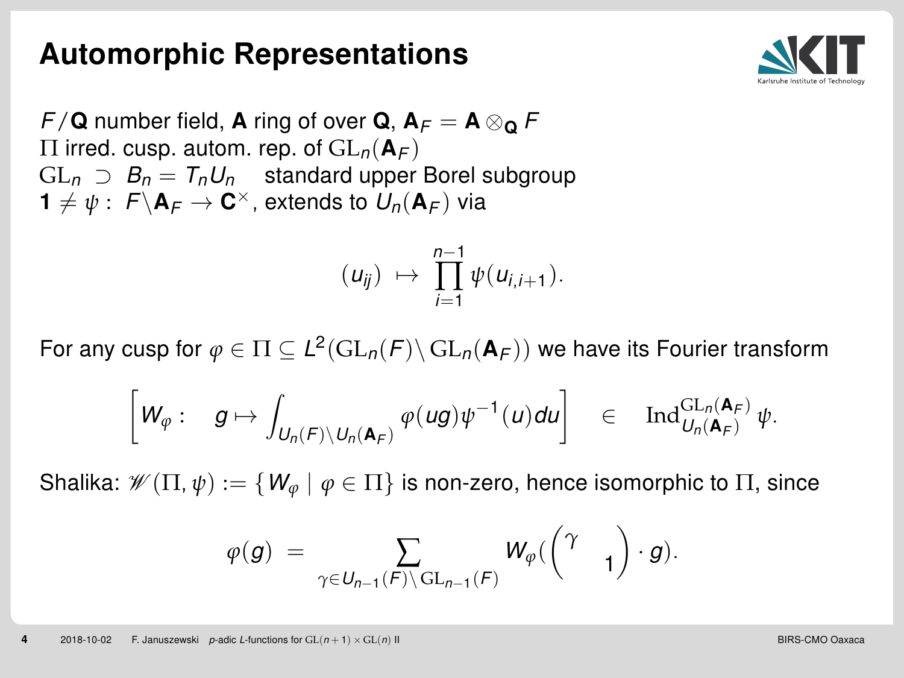# Automorphic Representations

$F/\mathbf{Q}$ number field, $\mathbf{A}$ ring of over $\mathbf{Q}$, $\mathbf{A}_F = \mathbf{A} \otimes_{\mathbf{Q}} F$
$\Pi$ irred. cusp. autom. rep. of $\mathrm{GL}_n(\mathbf{A}_F)$
$\mathrm{GL}_n \supset B_n = T_n U_n$ standard upper Borel subgroup
$\mathbf{1} \neq \psi : F\backslash \mathbf{A}_F \to \mathbf{C}^\times$, extends to $U_n(\mathbf{A}_F)$ via

$$(u_{ij}) \mapsto \prod_{i=1}^{n-1} \psi(u_{i,i+1}).$$

For any cusp for $\varphi \in \Pi \subseteq L^2(\mathrm{GL}_n(F)\backslash \mathrm{GL}_n(\mathbf{A}_F))$ we have its Fourier transform

$$\left[ W_\varphi : \quad g \mapsto \int_{U_n(F)\backslash U_n(\mathbf{A}_F)} \varphi(ug)\psi^{-1}(u)du \right] \quad \in \quad \mathrm{Ind}_{U_n(\mathbf{A}_F)}^{\mathrm{GL}_n(\mathbf{A}_F)} \psi.$$

Shalika: $\mathscr{W}(\Pi, \psi) := \{ W_\varphi \mid \varphi \in \Pi \}$ is non-zero, hence isomorphic to $\Pi$, since

$$\varphi(g) = \sum_{\gamma \in U_{n-1}(F)\backslash \mathrm{GL}_{n-1}(F)} W_\varphi(\begin{pmatrix} \gamma & \\ & 1 \end{pmatrix} \cdot g).$$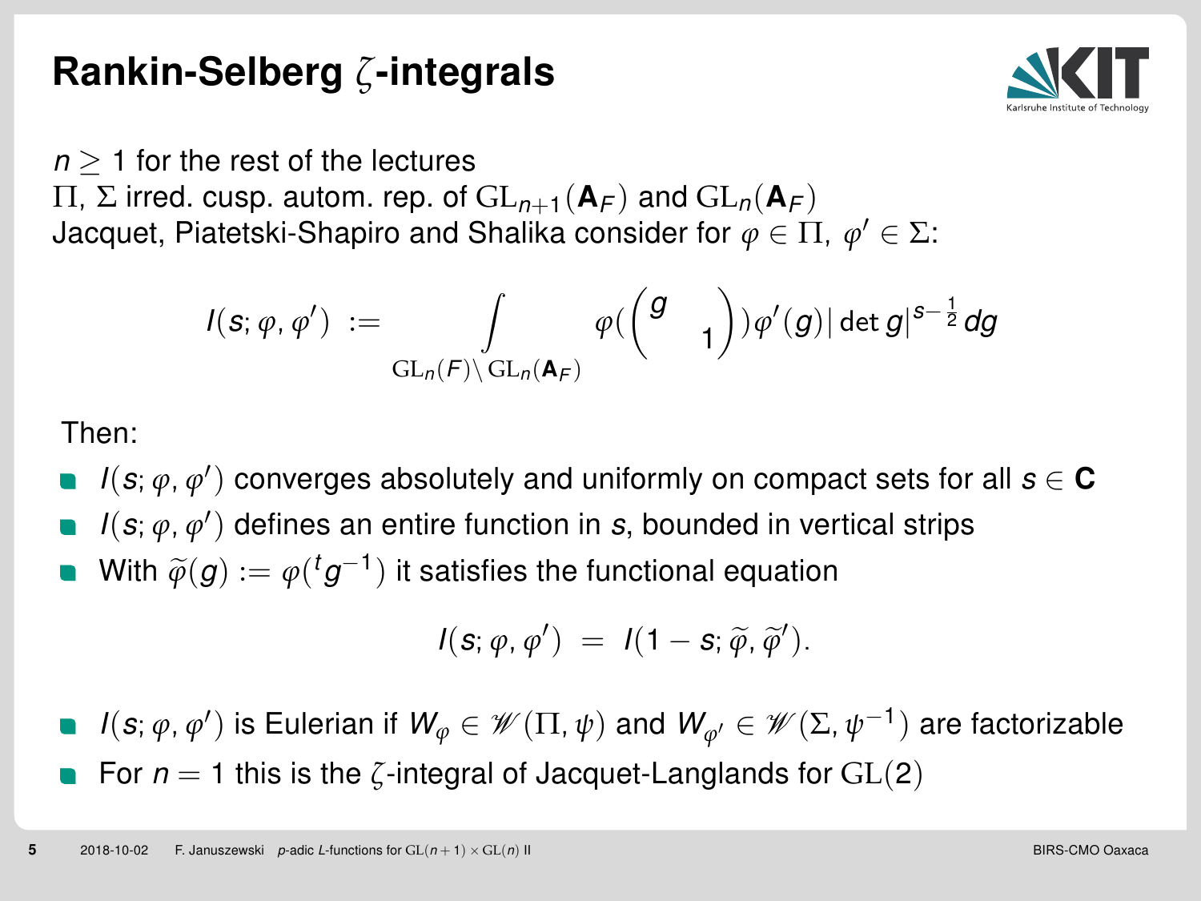# Rankin-Selberg $\zeta$-integrals

$n \geq 1$ for the rest of the lectures

$\Pi$, $\Sigma$ irred. cusp. autom. rep. of $\mathrm{GL}_{n+1}(\mathbf{A}_F)$ and $\mathrm{GL}_n(\mathbf{A}_F)$

Jacquet, Piatetski-Shapiro and Shalika consider for $\varphi \in \Pi$, $\varphi' \in \Sigma$:

$$I(s; \varphi, \varphi') := \int\limits_{\mathrm{GL}_n(F)\backslash \mathrm{GL}_n(\mathbf{A}_F)} \varphi(\begin{pmatrix} g & \\ & 1 \end{pmatrix})\varphi'(g)|\det g|^{s-\frac{1}{2}} dg$$

Then:

- $I(s; \varphi, \varphi')$ converges absolutely and uniformly on compact sets for all $s \in \mathbf{C}$
- $I(s; \varphi, \varphi')$ defines an entire function in $s$, bounded in vertical strips
- With $\widetilde{\varphi}(g) := \varphi({}^t g^{-1})$ it satisfies the functional equation

$$I(s; \varphi, \varphi') = I(1 - s; \widetilde{\varphi}, \widetilde{\varphi}').$$

- $I(s; \varphi, \varphi')$ is Eulerian if $W_\varphi \in \mathscr{W}(\Pi, \psi)$ and $W_{\varphi'} \in \mathscr{W}(\Sigma, \psi^{-1})$ are factorizable
- For $n = 1$ this is the $\zeta$-integral of Jacquet-Langlands for $\mathrm{GL}(2)$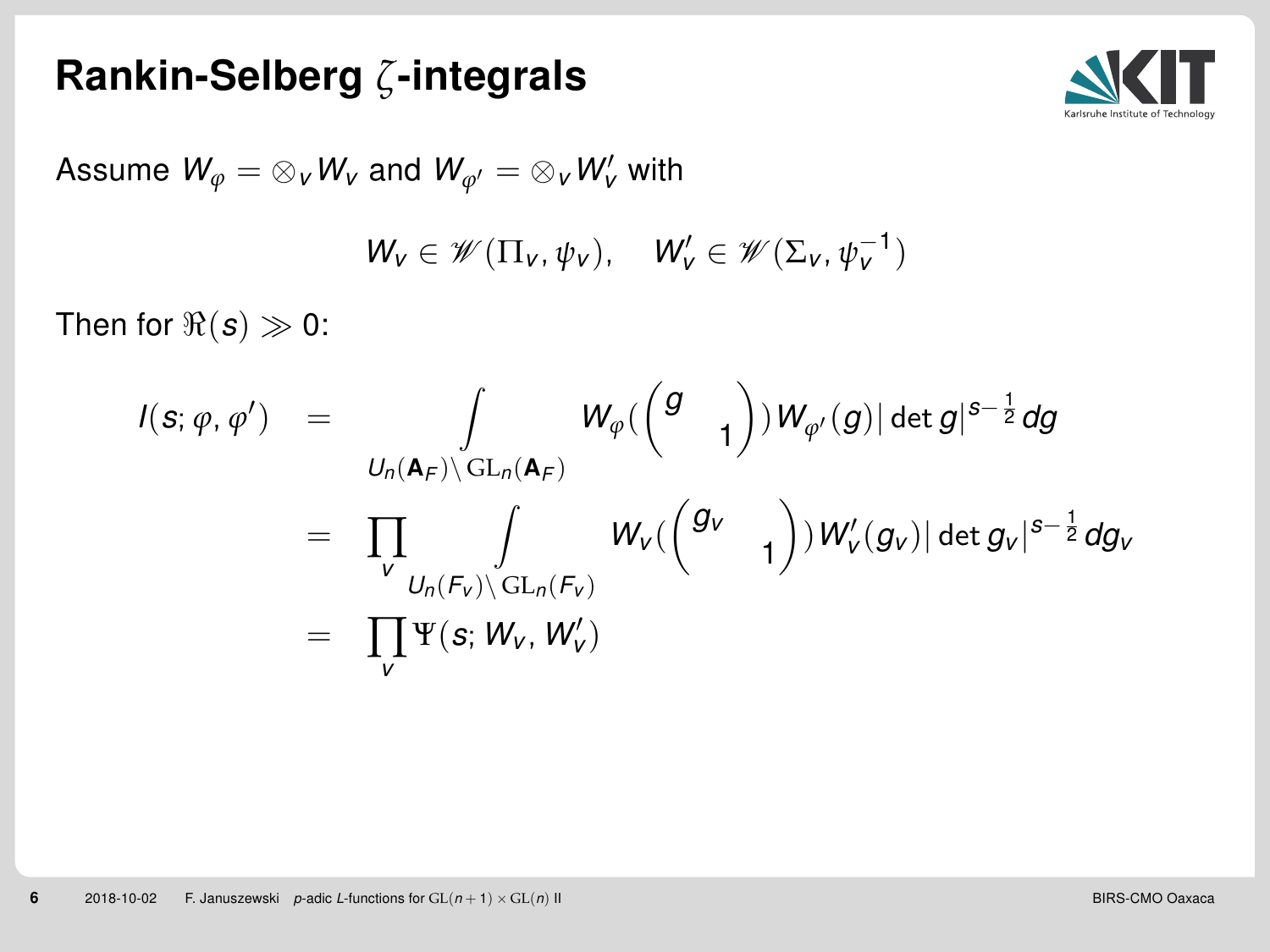# Rankin-Selberg $\zeta$-integrals

Assume $W_\varphi = \otimes_v W_v$ and $W_{\varphi'} = \otimes_v W'_v$ with

$$W_v \in \mathscr{W}(\Pi_v, \psi_v), \quad W'_v \in \mathscr{W}(\Sigma_v, \psi_v^{-1})$$

Then for $\Re(s) \gg 0$:

$$
\begin{aligned}
I(s; \varphi, \varphi') &= \int\limits_{U_n(\mathbf{A}_F)\backslash \mathrm{GL}_n(\mathbf{A}_F)} W_\varphi\left(\begin{pmatrix} g & \\ & 1 \end{pmatrix}\right) W_{\varphi'}(g) |\det g|^{s-\frac{1}{2}} dg \\
&= \prod_v \int\limits_{U_n(F_v)\backslash \mathrm{GL}_n(F_v)} W_v\left(\begin{pmatrix} g_v & \\ & 1 \end{pmatrix}\right) W'_v(g_v) |\det g_v|^{s-\frac{1}{2}} dg_v \\
&= \prod_v \Psi(s; W_v, W'_v)
\end{aligned}
$$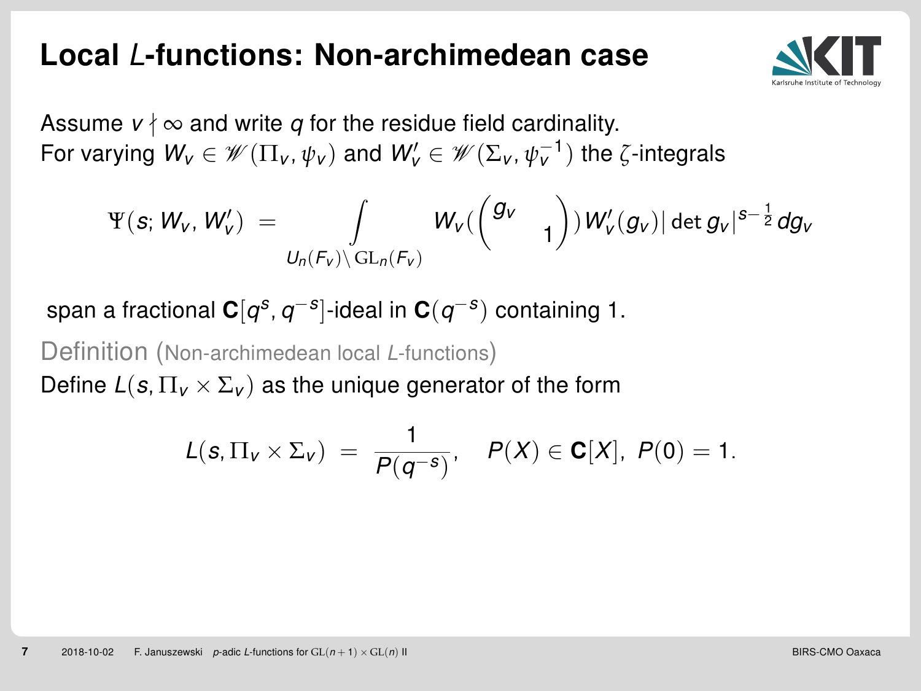# Local $L$-functions: Non-archimedean case

Assume $v \nmid \infty$ and write $q$ for the residue field cardinality.
For varying $W_v \in \mathscr{W}(\Pi_v, \psi_v)$ and $W'_v \in \mathscr{W}(\Sigma_v, \psi_v^{-1})$ the $\zeta$-integrals

$$\Psi(s; W_v, W'_v) \;=\; \int\limits_{U_n(F_v)\backslash \mathrm{GL}_n(F_v)} W_v(\begin{pmatrix} g_v & \\ & 1 \end{pmatrix}) W'_v(g_v) |\det g_v|^{s-\frac{1}{2}} dg_v$$

span a fractional $\mathbf{C}[q^s, q^{-s}]$-ideal in $\mathbf{C}(q^{-s})$ containing 1.

Definition (Non-archimedean local $L$-functions)

Define $L(s, \Pi_v \times \Sigma_v)$ as the unique generator of the form

$$L(s, \Pi_v \times \Sigma_v) \;=\; \frac{1}{P(q^{-s})}, \quad P(X) \in \mathbf{C}[X],\; P(0) = 1.$$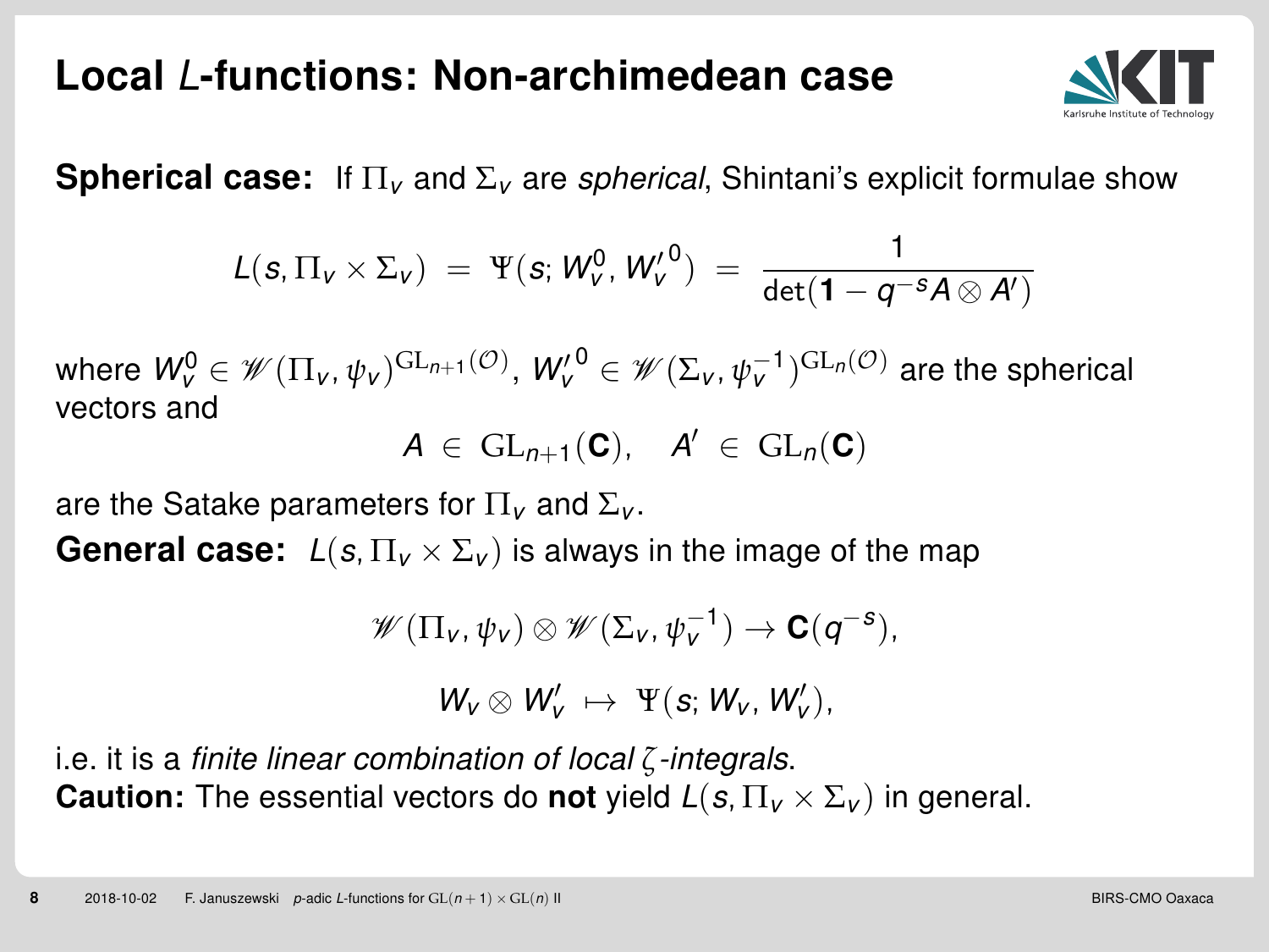# Local $L$-functions: Non-archimedean case

**Spherical case:** If $\Pi_v$ and $\Sigma_v$ are *spherical*, Shintani's explicit formulae show

$$L(s, \Pi_v \times \Sigma_v) \;=\; \Psi(s; W_v^0, {W_v'}^0) \;=\; \frac{1}{\det(\mathbf{1} - q^{-s} A \otimes A')}$$

where $W_v^0 \in \mathscr{W}(\Pi_v, \psi_v)^{\mathrm{GL}_{n+1}(\mathcal{O})}$, ${W_v'}^0 \in \mathscr{W}(\Sigma_v, \psi_v^{-1})^{\mathrm{GL}_n(\mathcal{O})}$ are the spherical vectors and

$$A \;\in\; \mathrm{GL}_{n+1}(\mathbf{C}), \quad A' \;\in\; \mathrm{GL}_n(\mathbf{C})$$

are the Satake parameters for $\Pi_v$ and $\Sigma_v$.

**General case:** $L(s, \Pi_v \times \Sigma_v)$ is always in the image of the map

$$\mathscr{W}(\Pi_v, \psi_v) \otimes \mathscr{W}(\Sigma_v, \psi_v^{-1}) \to \mathbf{C}(q^{-s}),$$

$$W_v \otimes W_v' \;\mapsto\; \Psi(s; W_v, W_v'),$$

i.e. it is a *finite linear combination of local $\zeta$-integrals*.

**Caution:** The essential vectors do **not** yield $L(s, \Pi_v \times \Sigma_v)$ in general.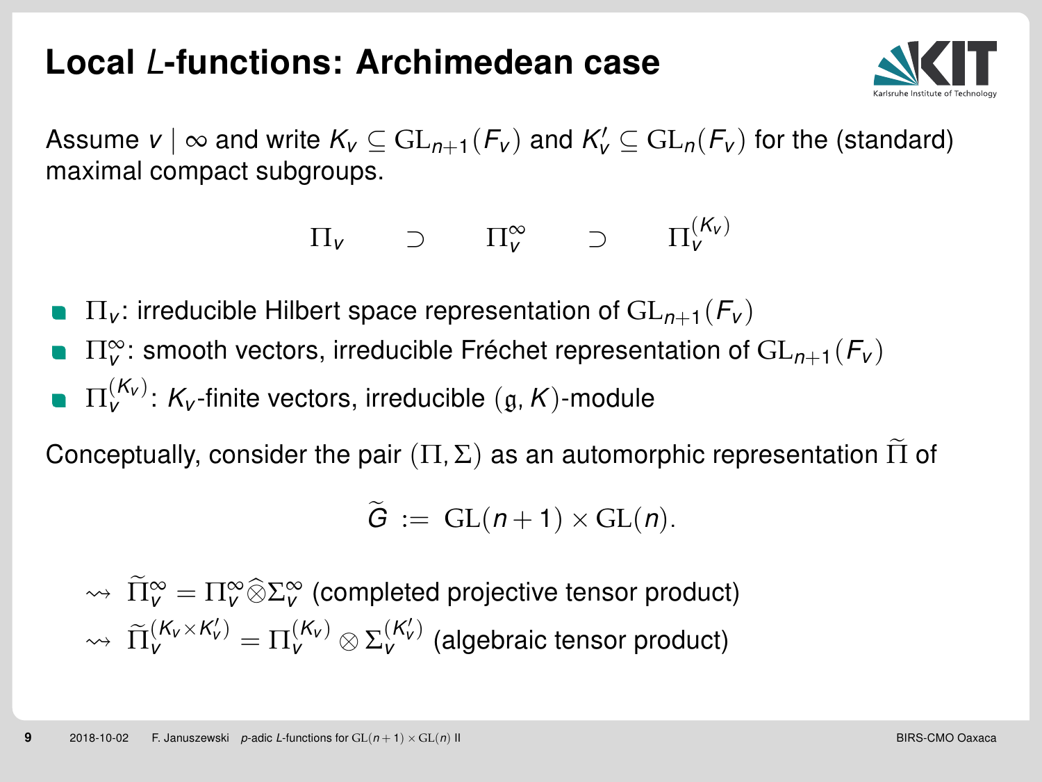# Local $L$-functions: Archimedean case

Assume $v \mid \infty$ and write $K_v \subseteq \mathrm{GL}_{n+1}(F_v)$ and $K_v' \subseteq \mathrm{GL}_n(F_v)$ for the (standard) maximal compact subgroups.

$$\Pi_v \qquad \supset \qquad \Pi_v^\infty \qquad \supset \qquad \Pi_v^{(K_v)}$$

- $\Pi_v$: irreducible Hilbert space representation of $\mathrm{GL}_{n+1}(F_v)$
- $\Pi_v^\infty$: smooth vectors, irreducible Fréchet representation of $\mathrm{GL}_{n+1}(F_v)$
- $\Pi_v^{(K_v)}$: $K_v$-finite vectors, irreducible $(\mathfrak{g}, K)$-module

Conceptually, consider the pair $(\Pi, \Sigma)$ as an automorphic representation $\widetilde{\Pi}$ of

$$\widetilde{G} := \mathrm{GL}(n+1) \times \mathrm{GL}(n).$$

$\rightsquigarrow$ $\widetilde{\Pi}_v^\infty = \Pi_v^\infty \widehat{\otimes} \Sigma_v^\infty$ (completed projective tensor product)

$\rightsquigarrow$ $\widetilde{\Pi}_v^{(K_v \times K_v')} = \Pi_v^{(K_v)} \otimes \Sigma_v^{(K_v')}$ (algebraic tensor product)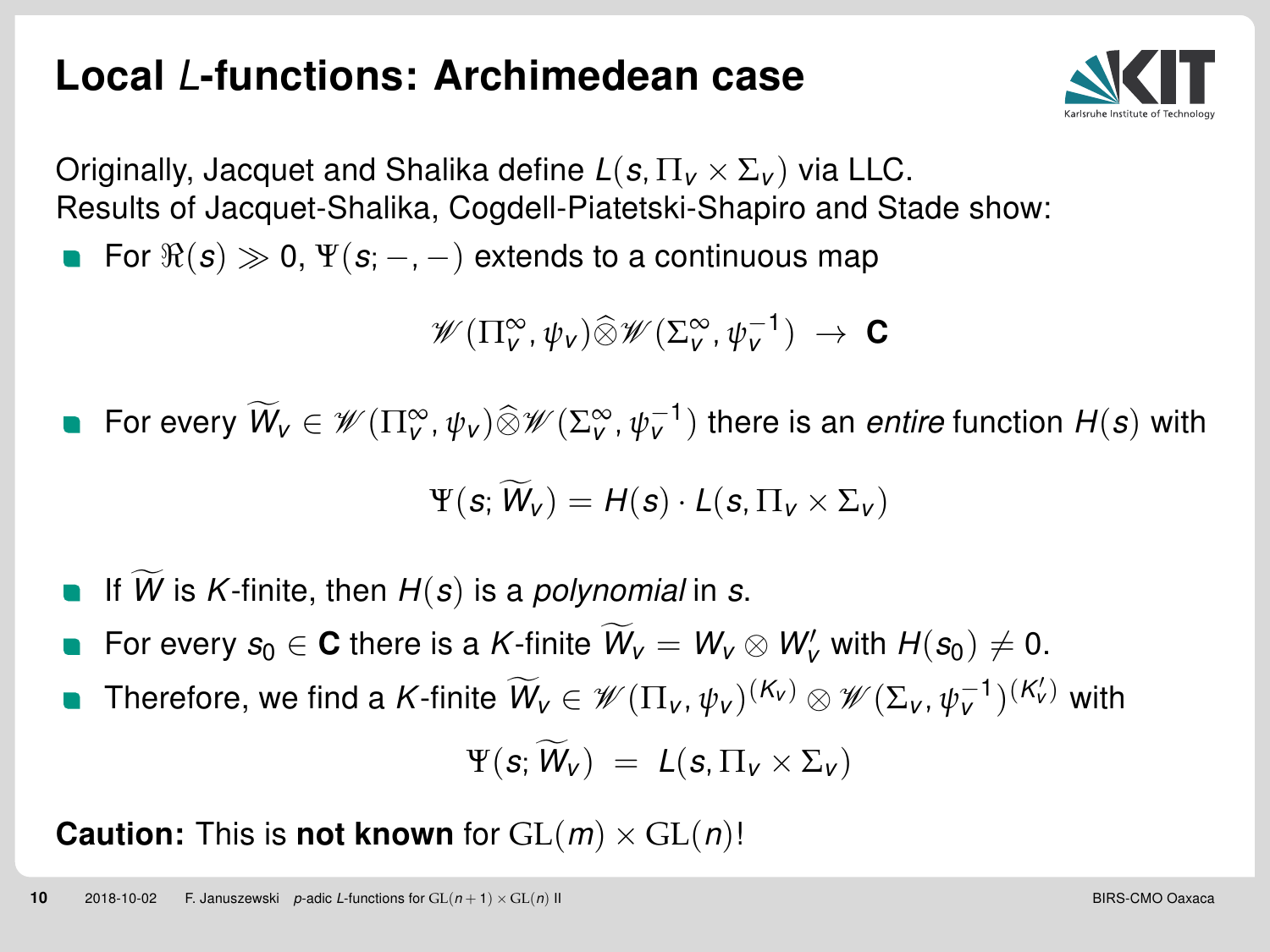# Local $L$-functions: Archimedean case

Originally, Jacquet and Shalika define $L(s, \Pi_v \times \Sigma_v)$ via LLC.
Results of Jacquet-Shalika, Cogdell-Piatetski-Shapiro and Stade show:

- For $\Re(s) \gg 0$, $\Psi(s; -, -)$ extends to a continuous map

$$\mathscr{W}(\Pi_v^\infty, \psi_v)\widehat{\otimes}\mathscr{W}(\Sigma_v^\infty, \psi_v^{-1}) \ \to \ \mathbf{C}$$

- For every $\widetilde{W}_v \in \mathscr{W}(\Pi_v^\infty, \psi_v)\widehat{\otimes}\mathscr{W}(\Sigma_v^\infty, \psi_v^{-1})$ there is an *entire* function $H(s)$ with

$$\Psi(s; \widetilde{W}_v) = H(s) \cdot L(s, \Pi_v \times \Sigma_v)$$

- If $\widetilde{W}$ is $K$-finite, then $H(s)$ is a *polynomial* in $s$.
- For every $s_0 \in \mathbf{C}$ there is a $K$-finite $\widetilde{W}_v = W_v \otimes W_v'$ with $H(s_0) \neq 0$.
- Therefore, we find a $K$-finite $\widetilde{W}_v \in \mathscr{W}(\Pi_v, \psi_v)^{(K_v)} \otimes \mathscr{W}(\Sigma_v, \psi_v^{-1})^{(K_v')}$ with

$$\Psi(s; \widetilde{W}_v) \ = \ L(s, \Pi_v \times \Sigma_v)$$

**Caution:** This is **not known** for $\mathrm{GL}(m) \times \mathrm{GL}(n)$!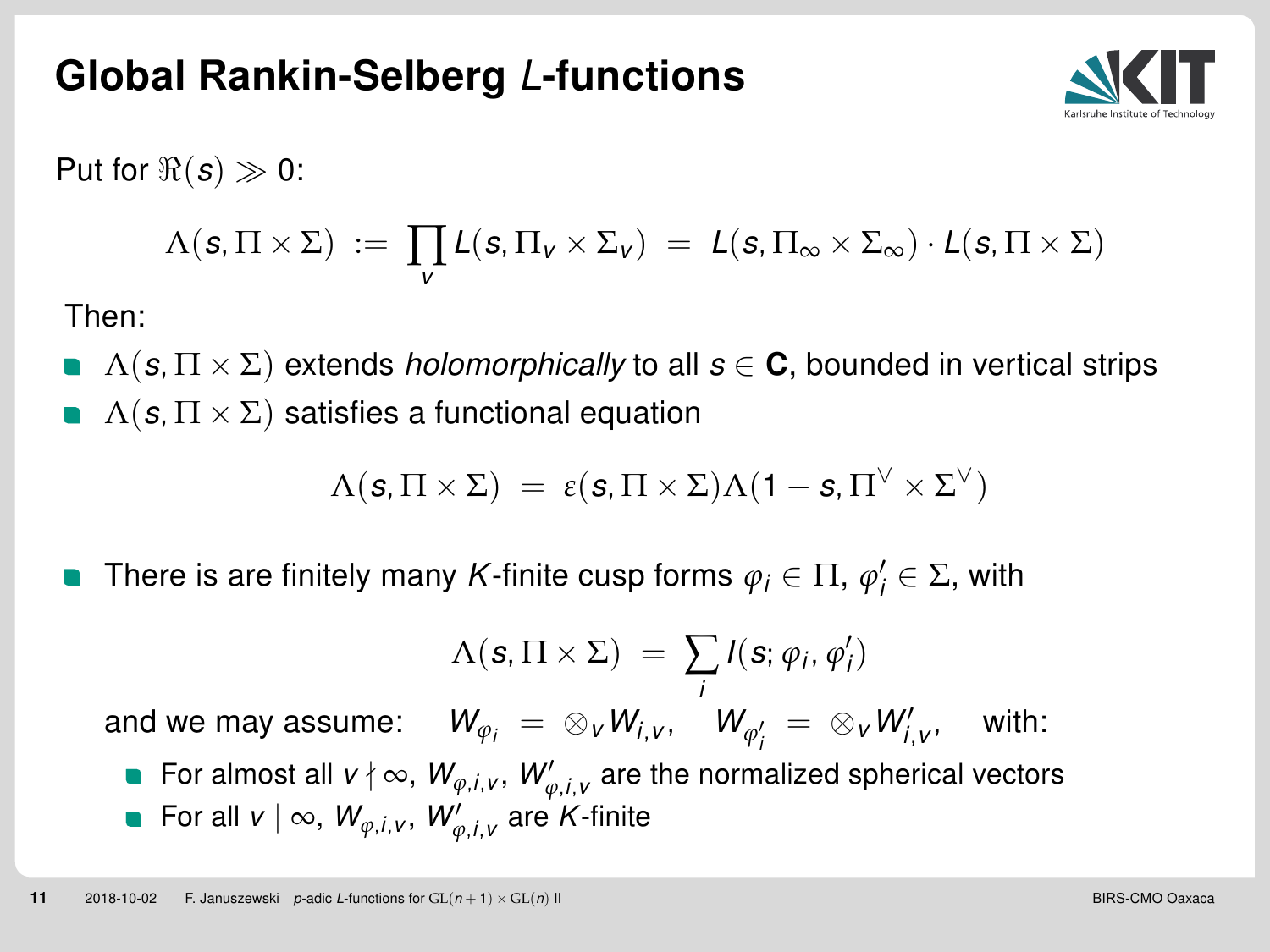# Global Rankin-Selberg $L$-functions

Put for $\Re(s) \gg 0$:

$$\Lambda(s, \Pi \times \Sigma) \;:=\; \prod_v L(s, \Pi_v \times \Sigma_v) \;=\; L(s, \Pi_\infty \times \Sigma_\infty) \cdot L(s, \Pi \times \Sigma)$$

Then:

- $\Lambda(s, \Pi \times \Sigma)$ extends *holomorphically* to all $s \in \mathbf{C}$, bounded in vertical strips
- $\Lambda(s, \Pi \times \Sigma)$ satisfies a functional equation

$$\Lambda(s, \Pi \times \Sigma) \;=\; \varepsilon(s, \Pi \times \Sigma)\Lambda(1 - s, \Pi^\vee \times \Sigma^\vee)$$

- There is are finitely many $K$-finite cusp forms $\varphi_i \in \Pi$, $\varphi_i' \in \Sigma$, with

$$\Lambda(s, \Pi \times \Sigma) \;=\; \sum_i I(s; \varphi_i, \varphi_i')$$

  and we may assume: $\quad W_{\varphi_i} \;=\; \otimes_v W_{i,v}, \quad W_{\varphi_i'} \;=\; \otimes_v W_{i,v}', \quad$ with:

  - For almost all $v \nmid \infty$, $W_{\varphi,i,v}$, $W_{\varphi,i,v}'$ are the normalized spherical vectors
  - For all $v \mid \infty$, $W_{\varphi,i,v}$, $W_{\varphi,i,v}'$ are $K$-finite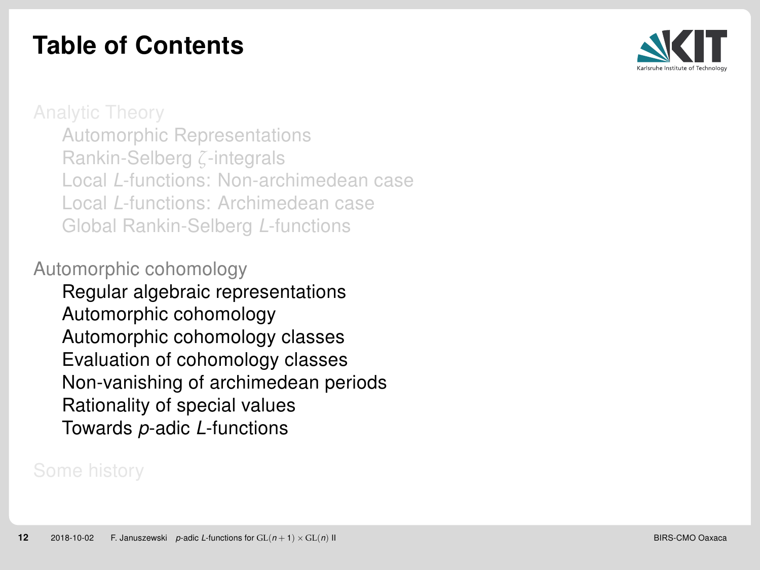# Table of Contents

Analytic Theory

- Automorphic Representations
- Rankin-Selberg $\zeta$-integrals
- Local $L$-functions: Non-archimedean case
- Local $L$-functions: Archimedean case
- Global Rankin-Selberg $L$-functions

Automorphic cohomology

- Regular algebraic representations
- Automorphic cohomology
- Automorphic cohomology classes
- Evaluation of cohomology classes
- Non-vanishing of archimedean periods
- Rationality of special values
- Towards $p$-adic $L$-functions

Some history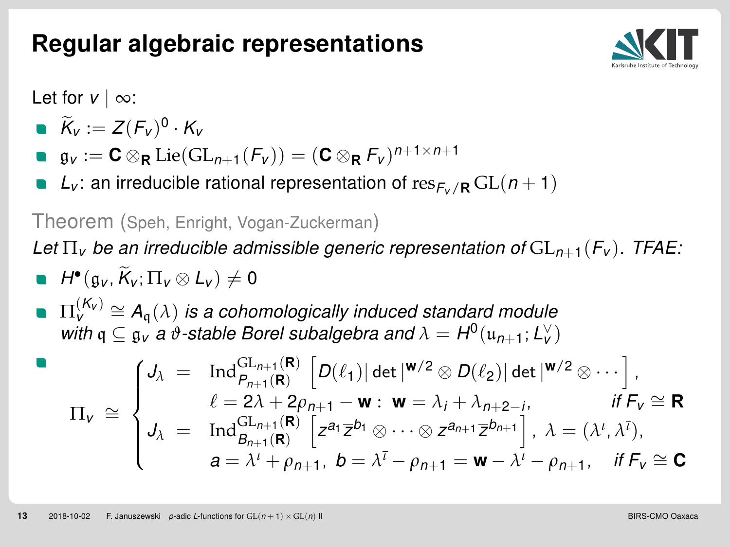# Regular algebraic representations

Let for $v \mid \infty$:

- $\widetilde{K}_v := Z(F_v)^0 \cdot K_v$
- $\mathfrak{g}_v := \mathbf{C} \otimes_{\mathbf{R}} \mathrm{Lie}(\mathrm{GL}_{n+1}(F_v)) = (\mathbf{C} \otimes_{\mathbf{R}} F_v)^{n+1 \times n+1}$
- $L_v$: an irreducible rational representation of $\mathrm{res}_{F_v/\mathbf{R}} \mathrm{GL}(n+1)$

Theorem (Speh, Enright, Vogan-Zuckerman)

*Let $\Pi_v$ be an irreducible admissible generic representation of $\mathrm{GL}_{n+1}(F_v)$. TFAE:*

- $H^\bullet(\mathfrak{g}_v, \widetilde{K}_v; \Pi_v \otimes L_v) \neq 0$
- $\Pi_v^{(K_v)} \cong A_{\mathfrak{q}}(\lambda)$ *is a cohomologically induced standard module with $\mathfrak{q} \subseteq \mathfrak{g}_v$ a $\vartheta$-stable Borel subalgebra and $\lambda = H^0(\mathfrak{u}_{n+1}; L_v^\vee)$*
- $$\Pi_v \cong \begin{cases} J_\lambda = \mathrm{Ind}_{P_{n+1}(\mathbf{R})}^{\mathrm{GL}_{n+1}(\mathbf{R})} \left[ D(\ell_1) |\det|^{\mathbf{w}/2} \otimes D(\ell_2) |\det|^{\mathbf{w}/2} \otimes \cdots \right], \\ \quad \ell = 2\lambda + 2\rho_{n+1} - \mathbf{w} : \ \mathbf{w} = \lambda_i + \lambda_{n+2-i}, & \text{if } F_v \cong \mathbf{R} \\ J_\lambda = \mathrm{Ind}_{B_{n+1}(\mathbf{R})}^{\mathrm{GL}_{n+1}(\mathbf{R})} \left[ z^{a_1} \bar{z}^{b_1} \otimes \cdots \otimes z^{a_{n+1}} \bar{z}^{b_{n+1}} \right], \ \lambda = (\lambda^\iota, \lambda^{\bar{\iota}}), \\ \quad a = \lambda^\iota + \rho_{n+1}, \ b = \lambda^{\bar{\iota}} - \rho_{n+1} = \mathbf{w} - \lambda^\iota - \rho_{n+1}, & \text{if } F_v \cong \mathbf{C} \end{cases}$$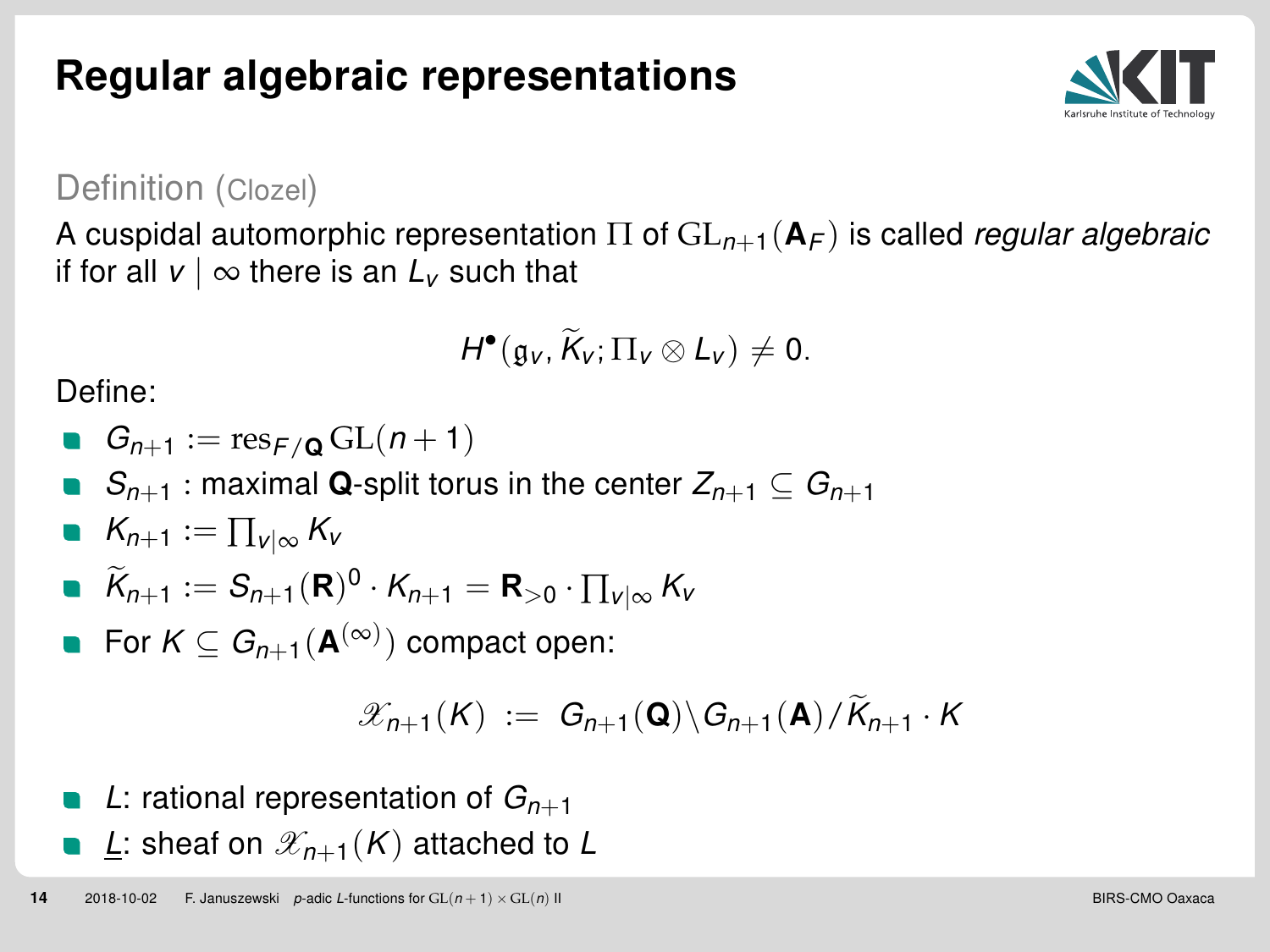# Regular algebraic representations

Definition (Clozel)

A cuspidal automorphic representation $\Pi$ of $\mathrm{GL}_{n+1}(\mathbf{A}_F)$ is called *regular algebraic* if for all $v \mid \infty$ there is an $L_v$ such that

$$H^\bullet(\mathfrak{g}_v, \widetilde{K}_v; \Pi_v \otimes L_v) \neq 0.$$

Define:

- $G_{n+1} := \mathrm{res}_{F/\mathbf{Q}} \mathrm{GL}(n+1)$
- $S_{n+1}$ : maximal $\mathbf{Q}$-split torus in the center $Z_{n+1} \subseteq G_{n+1}$
- $K_{n+1} := \prod_{v|\infty} K_v$
- $\widetilde{K}_{n+1} := S_{n+1}(\mathbf{R})^0 \cdot K_{n+1} = \mathbf{R}_{>0} \cdot \prod_{v|\infty} K_v$
- For $K \subseteq G_{n+1}(\mathbf{A}^{(\infty)})$ compact open:

$$\mathscr{X}_{n+1}(K) \ := \ G_{n+1}(\mathbf{Q}) \backslash G_{n+1}(\mathbf{A}) / \widetilde{K}_{n+1} \cdot K$$

- $L$: rational representation of $G_{n+1}$
- $\underline{L}$: sheaf on $\mathscr{X}_{n+1}(K)$ attached to $L$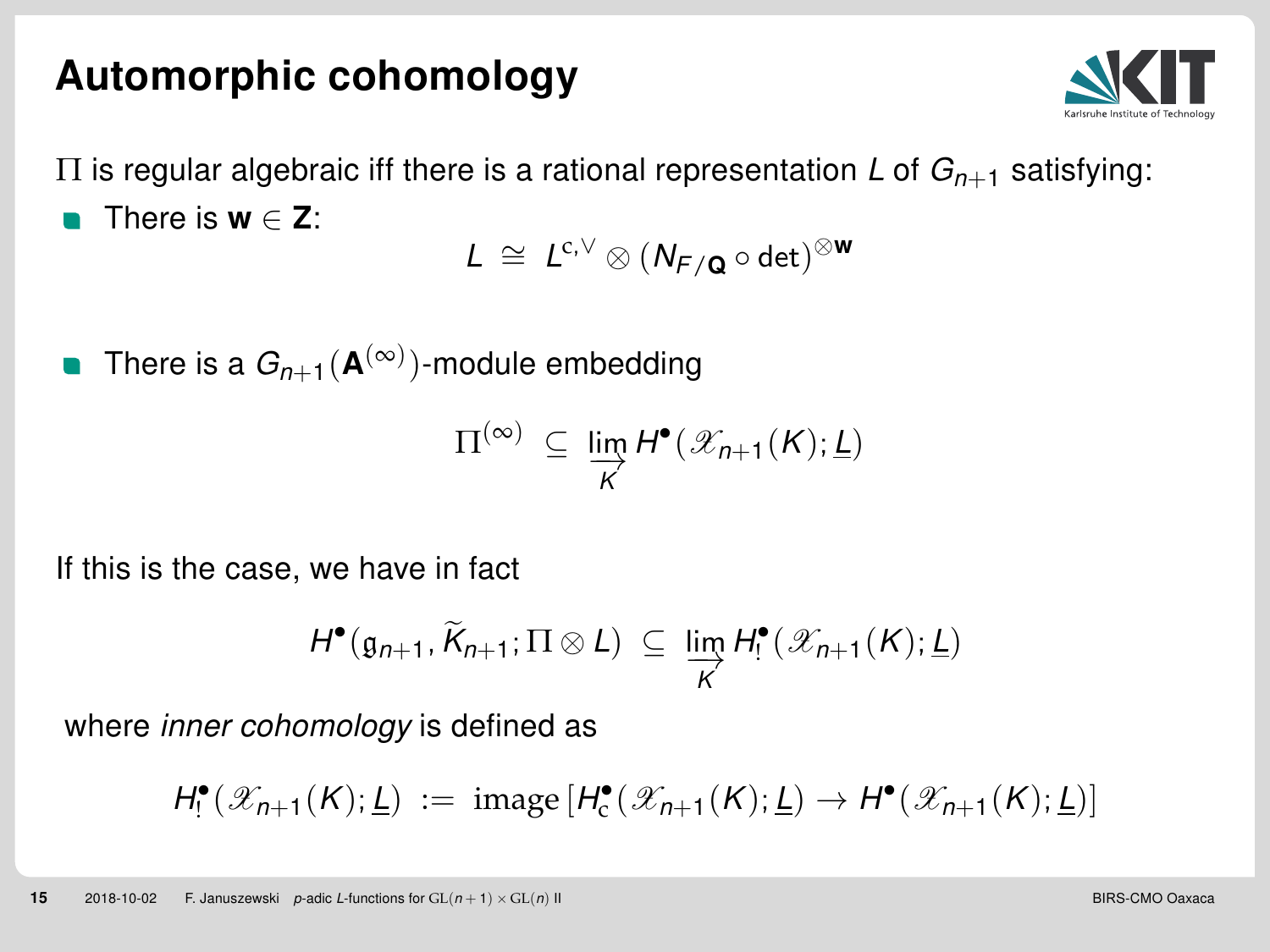# Automorphic cohomology

$\Pi$ is regular algebraic iff there is a rational representation $L$ of $G_{n+1}$ satisfying:

- There is $\mathbf{w} \in \mathbf{Z}$:

$$L \;\cong\; L^{\mathrm{c},\vee} \otimes (N_{F/\mathbf{Q}} \circ \det)^{\otimes \mathbf{w}}$$

- There is a $G_{n+1}(\mathbf{A}^{(\infty)})$-module embedding

$$\Pi^{(\infty)} \;\subseteq\; \varinjlim_{K} H^\bullet(\mathscr{X}_{n+1}(K); \underline{L})$$

If this is the case, we have in fact

$$H^\bullet(\mathfrak{g}_{n+1}, \widetilde{K}_{n+1}; \Pi \otimes L) \;\subseteq\; \varinjlim_{K} H_!^\bullet(\mathscr{X}_{n+1}(K); \underline{L})$$

where *inner cohomology* is defined as

$$H_!^\bullet(\mathscr{X}_{n+1}(K); \underline{L}) \;:=\; \mathrm{image}\left[H_{\mathrm{c}}^\bullet(\mathscr{X}_{n+1}(K); \underline{L}) \to H^\bullet(\mathscr{X}_{n+1}(K); \underline{L})\right]$$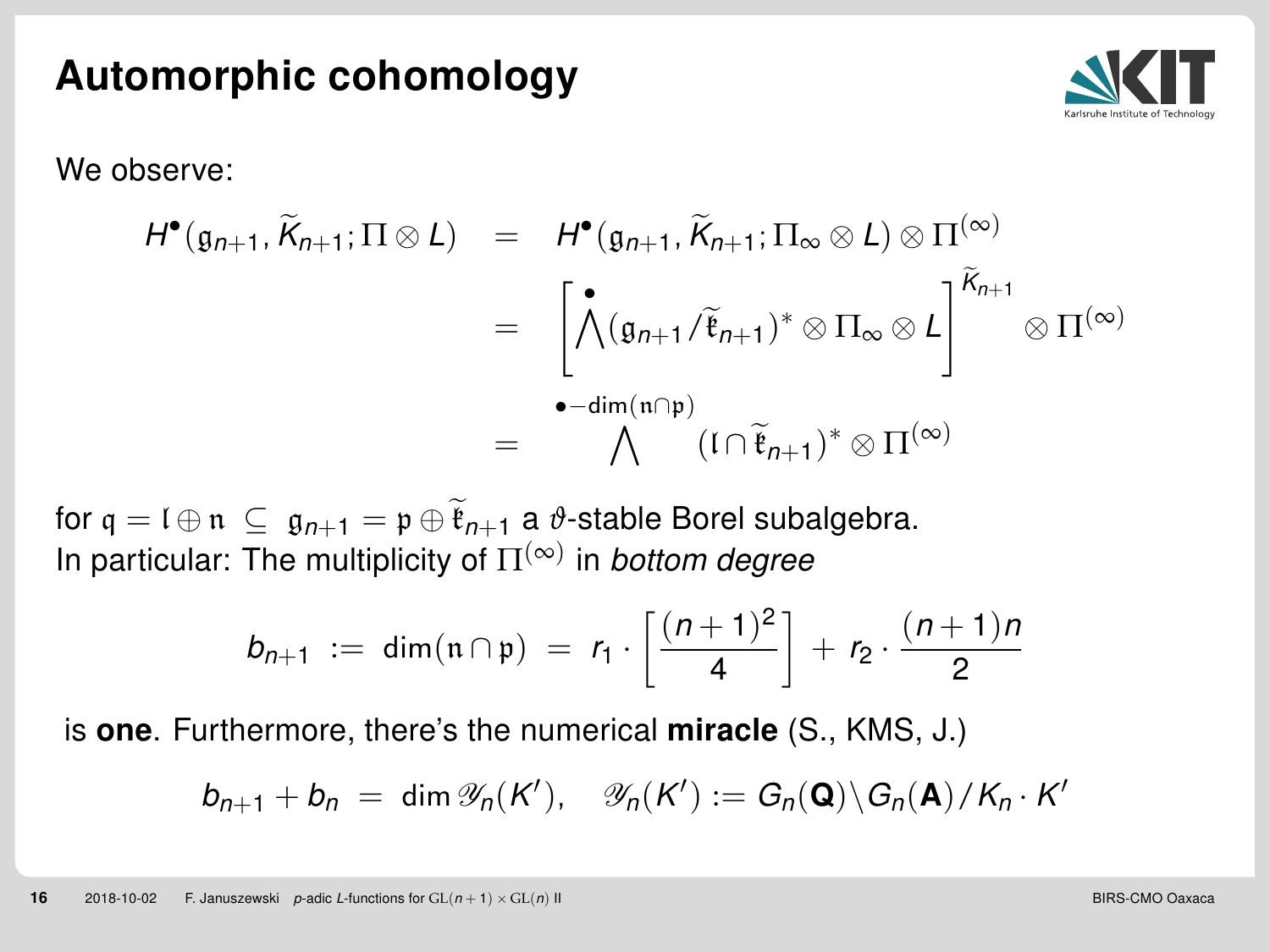# Automorphic cohomology

We observe:

$$
\begin{aligned}
H^\bullet(\mathfrak{g}_{n+1}, \widetilde{K}_{n+1}; \Pi \otimes L) &= H^\bullet(\mathfrak{g}_{n+1}, \widetilde{K}_{n+1}; \Pi_\infty \otimes L) \otimes \Pi^{(\infty)} \\
&= \left[ \bigwedge^{\bullet} (\mathfrak{g}_{n+1}/\widetilde{\mathfrak{k}}_{n+1})^* \otimes \Pi_\infty \otimes L \right]^{\widetilde{K}_{n+1}} \otimes \Pi^{(\infty)} \\
&= \bigwedge^{\bullet - \dim(\mathfrak{n} \cap \mathfrak{p})} (\mathfrak{l} \cap \widetilde{\mathfrak{k}}_{n+1})^* \otimes \Pi^{(\infty)}
\end{aligned}
$$

for $\mathfrak{q} = \mathfrak{l} \oplus \mathfrak{n} \subseteq \mathfrak{g}_{n+1} = \mathfrak{p} \oplus \widetilde{\mathfrak{k}}_{n+1}$ a $\vartheta$-stable Borel subalgebra.
In particular: The multiplicity of $\Pi^{(\infty)}$ in *bottom degree*

$$
b_{n+1} := \dim(\mathfrak{n} \cap \mathfrak{p}) = r_1 \cdot \left[ \frac{(n+1)^2}{4} \right] + r_2 \cdot \frac{(n+1)n}{2}
$$

is **one**. Furthermore, there's the numerical **miracle** (S., KMS, J.)

$$
b_{n+1} + b_n = \dim \mathscr{Y}_n(K'), \quad \mathscr{Y}_n(K') := G_n(\mathbf{Q}) \backslash G_n(\mathbf{A}) / K_n \cdot K'
$$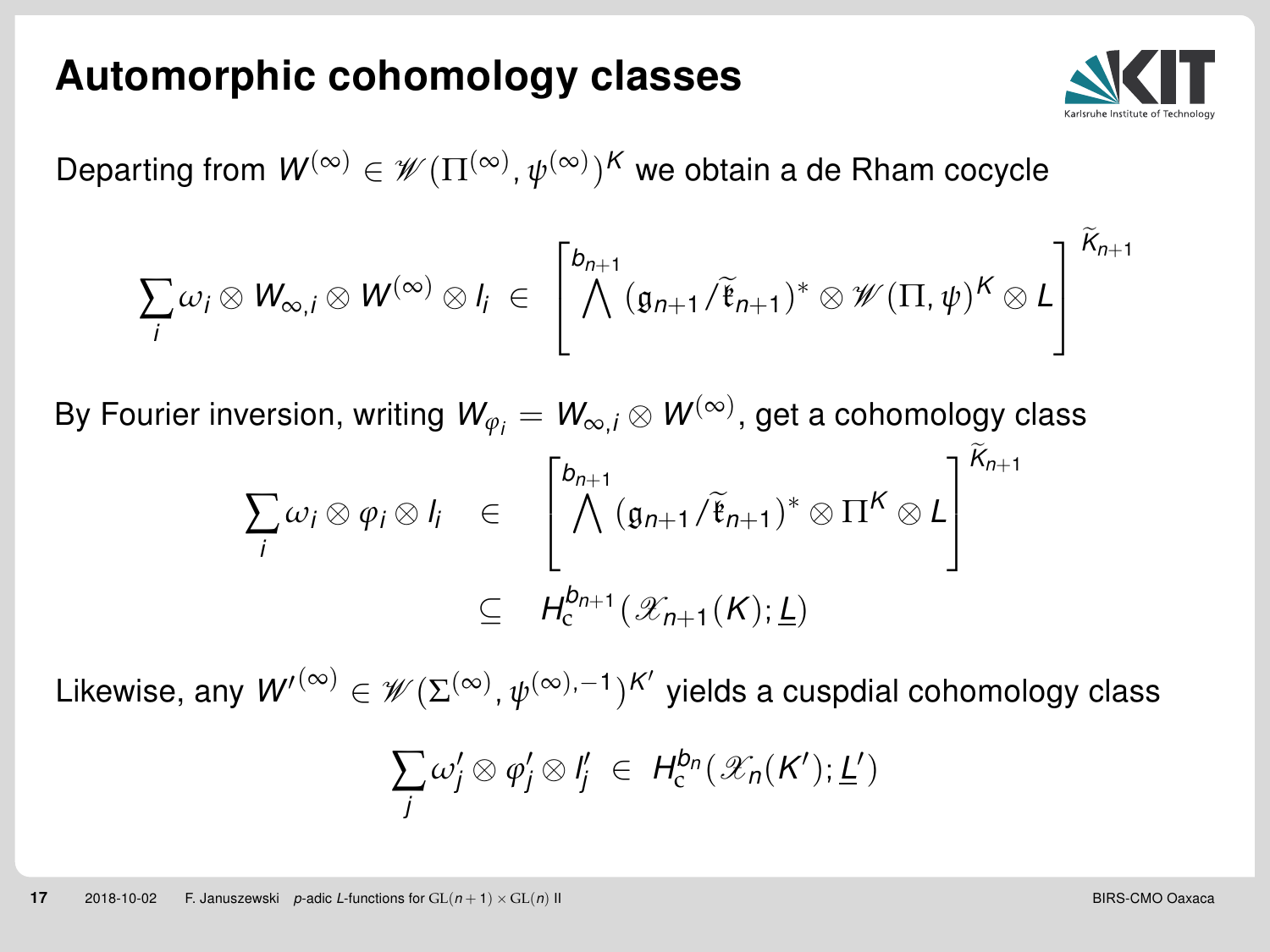# Automorphic cohomology classes

Departing from $W^{(\infty)} \in \mathscr{W}(\Pi^{(\infty)}, \psi^{(\infty)})^K$ we obtain a de Rham cocycle

$$\sum_i \omega_i \otimes W_{\infty,i} \otimes W^{(\infty)} \otimes l_i \;\in\; \left[ \bigwedge^{b_{n+1}} (\mathfrak{g}_{n+1}/\widetilde{\mathfrak{k}}_{n+1})^* \otimes \mathscr{W}(\Pi, \psi)^K \otimes L \right]^{\widetilde{K}_{n+1}}$$

By Fourier inversion, writing $W_{\varphi_i} = W_{\infty,i} \otimes W^{(\infty)}$, get a cohomology class

$$\sum_i \omega_i \otimes \varphi_i \otimes l_i \quad \in \quad \left[ \bigwedge^{b_{n+1}} (\mathfrak{g}_{n+1}/\widetilde{\mathfrak{k}}_{n+1})^* \otimes \Pi^K \otimes L \right]^{\widetilde{K}_{n+1}}$$

$$\subseteq \quad H_{\mathrm{c}}^{b_{n+1}}(\mathscr{X}_{n+1}(K); \underline{L})$$

Likewise, any ${W'}^{(\infty)} \in \mathscr{W}(\Sigma^{(\infty)}, \psi^{(\infty),-1})^{K'}$ yields a cuspdial cohomology class

$$\sum_j \omega'_j \otimes \varphi'_j \otimes l'_j \;\in\; H_{\mathrm{c}}^{b_n}(\mathscr{X}_n(K'); \underline{L}')$$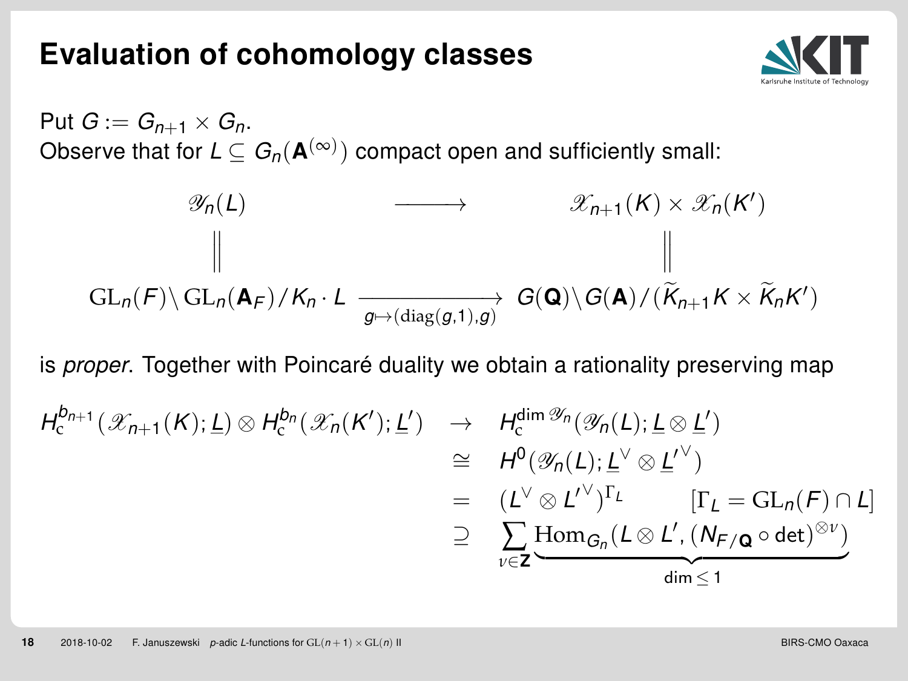# Evaluation of cohomology classes

Put $G := G_{n+1} \times G_n$.
Observe that for $L \subseteq G_n(\mathbf{A}^{(\infty)})$ compact open and sufficiently small:

$$
\begin{array}{ccc}
\mathscr{Y}_n(L) & \longrightarrow & \mathscr{X}_{n+1}(K) \times \mathscr{X}_n(K') \\
\| & & \| \\
\mathrm{GL}_n(F)\backslash \mathrm{GL}_n(\mathbf{A}_F)/K_n \cdot L & \xrightarrow[g \mapsto (\mathrm{diag}(g,1),g)]{} & G(\mathbf{Q})\backslash G(\mathbf{A})/(\widetilde{K}_{n+1}K \times \widetilde{K}_n K')
\end{array}
$$

is *proper*. Together with Poincaré duality we obtain a rationality preserving map

$$
\begin{aligned}
H_c^{b_{n+1}}(\mathscr{X}_{n+1}(K); \underline{L}) \otimes H_c^{b_n}(\mathscr{X}_n(K'); \underline{L}') \quad &\rightarrow \quad H_c^{\dim \mathscr{Y}_n}(\mathscr{Y}_n(L); \underline{L} \otimes \underline{L}') \\
&\cong \quad H^0(\mathscr{Y}_n(L); \underline{L}^\vee \otimes \underline{L}'^\vee) \\
&= \quad (L^\vee \otimes L'^\vee)^{\Gamma_L} \qquad [\Gamma_L = \mathrm{GL}_n(F) \cap L] \\
&\supseteq \quad \sum_{\nu \in \mathbf{Z}} \underbrace{\mathrm{Hom}_{G_n}(L \otimes L', (N_{F/\mathbf{Q}} \circ \det)^{\otimes \nu})}_{\dim \leq 1}
\end{aligned}
$$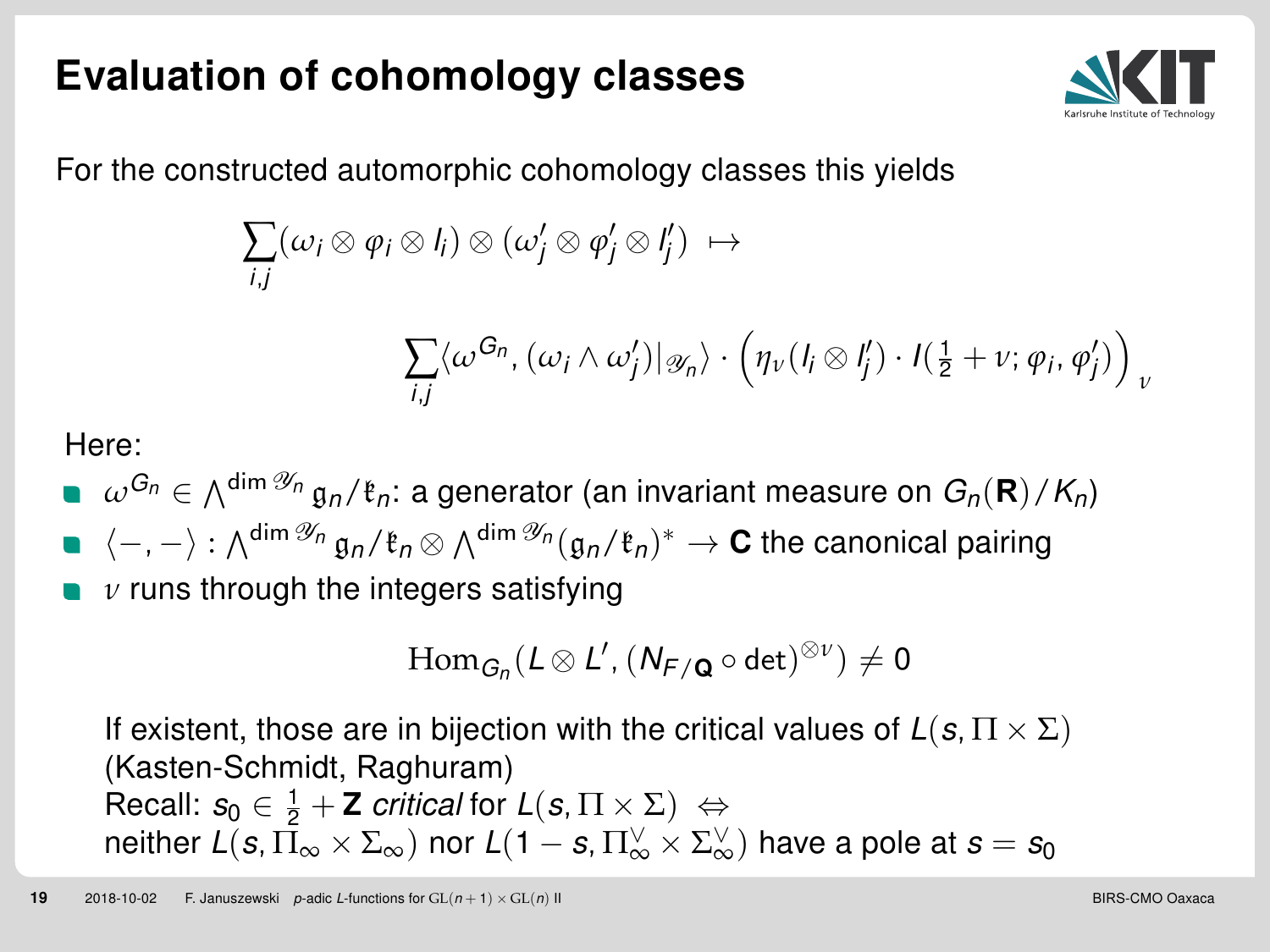# Evaluation of cohomology classes

For the constructed automorphic cohomology classes this yields

$$\sum_{i,j} (\omega_i \otimes \varphi_i \otimes l_i) \otimes (\omega'_j \otimes \varphi'_j \otimes l'_j) \;\mapsto$$

$$\sum_{i,j} \langle \omega^{G_n}, (\omega_i \wedge \omega'_j)|_{\mathscr{Y}_n} \rangle \cdot \Big( \eta_\nu (l_i \otimes l'_j) \cdot I(\tfrac{1}{2} + \nu; \varphi_i, \varphi'_j) \Big)_\nu$$

Here:

- $\omega^{G_n} \in \bigwedge^{\dim \mathscr{Y}_n} \mathfrak{g}_n / \mathfrak{k}_n$: a generator (an invariant measure on $G_n(\mathbf{R})/K_n$)
- $\langle -, - \rangle : \bigwedge^{\dim \mathscr{Y}_n} \mathfrak{g}_n / \mathfrak{k}_n \otimes \bigwedge^{\dim \mathscr{Y}_n} (\mathfrak{g}_n / \mathfrak{k}_n)^* \to \mathbf{C}$ the canonical pairing
- $\nu$ runs through the integers satisfying

  $$\mathrm{Hom}_{G_n}(L \otimes L', (N_{F/\mathbf{Q}} \circ \det)^{\otimes \nu}) \neq 0$$

  If existent, those are in bijection with the critical values of $L(s, \Pi \times \Sigma)$ (Kasten-Schmidt, Raghuram)
  Recall: $s_0 \in \frac{1}{2} + \mathbf{Z}$ *critical* for $L(s, \Pi \times \Sigma) \;\Leftrightarrow$
  neither $L(s, \Pi_\infty \times \Sigma_\infty)$ nor $L(1 - s, \Pi_\infty^\vee \times \Sigma_\infty^\vee)$ have a pole at $s = s_0$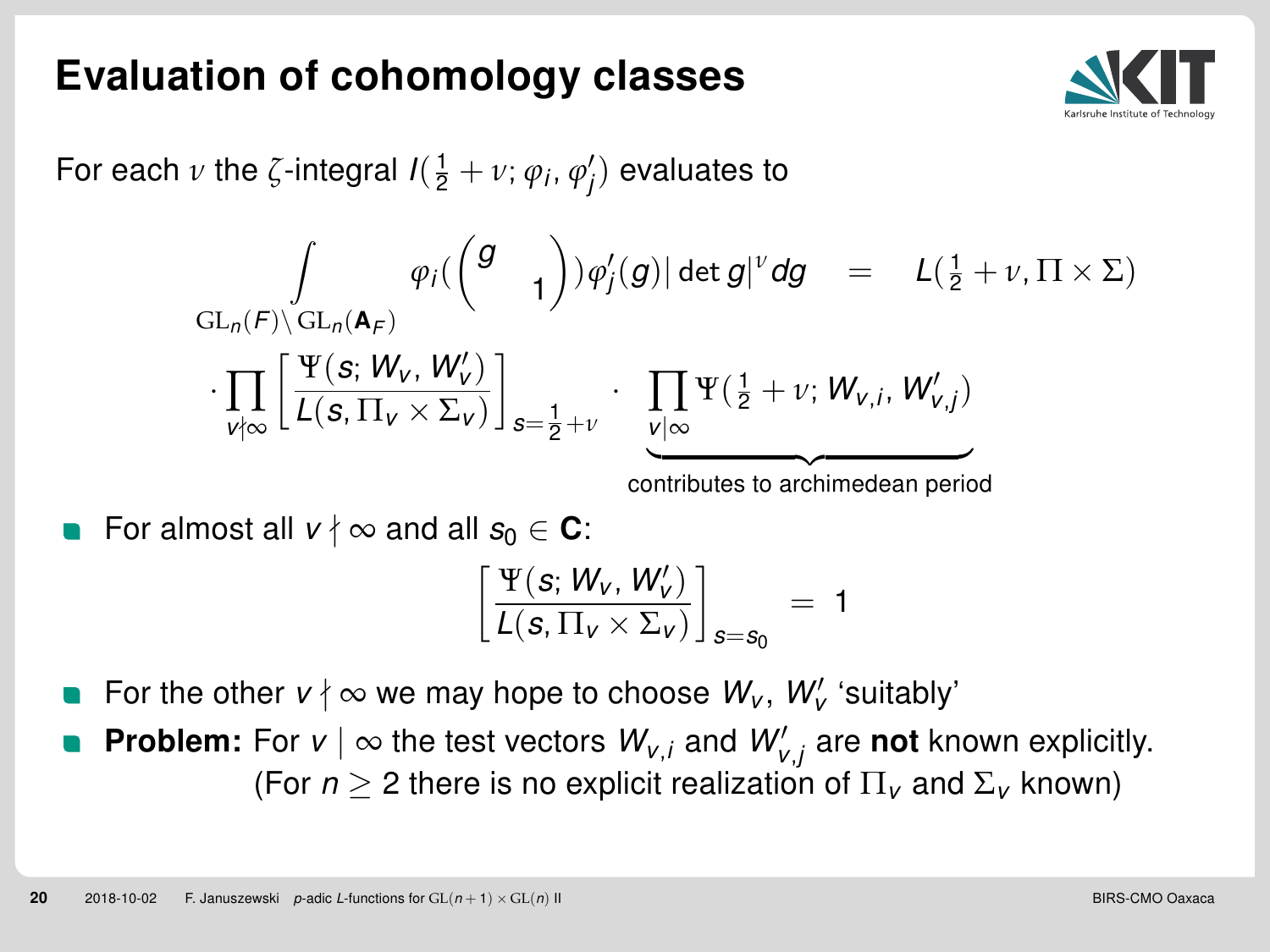# Evaluation of cohomology classes

For each $\nu$ the $\zeta$-integral $I(\frac{1}{2}+\nu;\varphi_i,\varphi'_j)$ evaluates to

$$\int_{\mathrm{GL}_n(F)\backslash\mathrm{GL}_n(\mathbf{A}_F)} \varphi_i\left(\begin{pmatrix} g & \\ & 1\end{pmatrix}\right)\varphi'_j(g)|\det g|^{\nu}dg \quad = \quad L(\tfrac{1}{2}+\nu,\Pi\times\Sigma)$$

$$\cdot\prod_{v\nmid\infty}\left[\frac{\Psi(s;W_v,W'_v)}{L(s,\Pi_v\times\Sigma_v)}\right]_{s=\frac{1}{2}+\nu}\cdot\underbrace{\prod_{v\mid\infty}\Psi(\tfrac{1}{2}+\nu;W_{v,i},W'_{v,j})}_{\text{contributes to archimedean period}}$$

- For almost all $v\nmid\infty$ and all $s_0\in\mathbf{C}$:

$$\left[\frac{\Psi(s;W_v,W'_v)}{L(s,\Pi_v\times\Sigma_v)}\right]_{s=s_0} = 1$$

- For the other $v\nmid\infty$ we may hope to choose $W_v$, $W'_v$ 'suitably'
- **Problem:** For $v\mid\infty$ the test vectors $W_{v,i}$ and $W'_{v,j}$ are **not** known explicitly. (For $n\geq 2$ there is no explicit realization of $\Pi_v$ and $\Sigma_v$ known)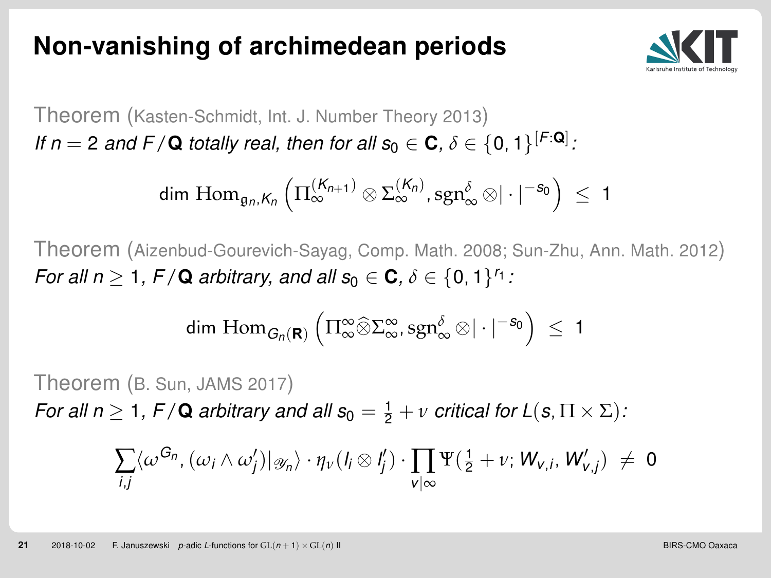# Non-vanishing of archimedean periods

Theorem (Kasten-Schmidt, Int. J. Number Theory 2013)
*If $n = 2$ and $F/\mathbf{Q}$ totally real, then for all $s_0 \in \mathbf{C}$, $\delta \in \{0,1\}^{[F:\mathbf{Q}]}$:*

$$\dim \mathrm{Hom}_{\mathfrak{g}_n, K_n}\left(\Pi_\infty^{(K_{n+1})} \otimes \Sigma_\infty^{(K_n)}, \mathrm{sgn}_\infty^\delta \otimes |\cdot|^{-s_0}\right) \;\leq\; 1$$

Theorem (Aizenbud-Gourevich-Sayag, Comp. Math. 2008; Sun-Zhu, Ann. Math. 2012)
*For all $n \geq 1$, $F/\mathbf{Q}$ arbitrary, and all $s_0 \in \mathbf{C}$, $\delta \in \{0,1\}^{r_1}$:*

$$\dim \mathrm{Hom}_{G_n(\mathbf{R})}\left(\Pi_\infty^\infty \widehat{\otimes} \Sigma_\infty^\infty, \mathrm{sgn}_\infty^\delta \otimes |\cdot|^{-s_0}\right) \;\leq\; 1$$

Theorem (B. Sun, JAMS 2017)
*For all $n \geq 1$, $F/\mathbf{Q}$ arbitrary and all $s_0 = \frac{1}{2} + \nu$ critical for $L(s, \Pi \times \Sigma)$:*

$$\sum_{i,j} \langle \omega^{G_n}, (\omega_i \wedge \omega_j')|_{\mathscr{Y}_n} \rangle \cdot \eta_\nu(l_i \otimes l_j') \cdot \prod_{v \mid \infty} \Psi\left(\tfrac{1}{2} + \nu; W_{v,i}, W_{v,j}'\right) \;\neq\; 0$$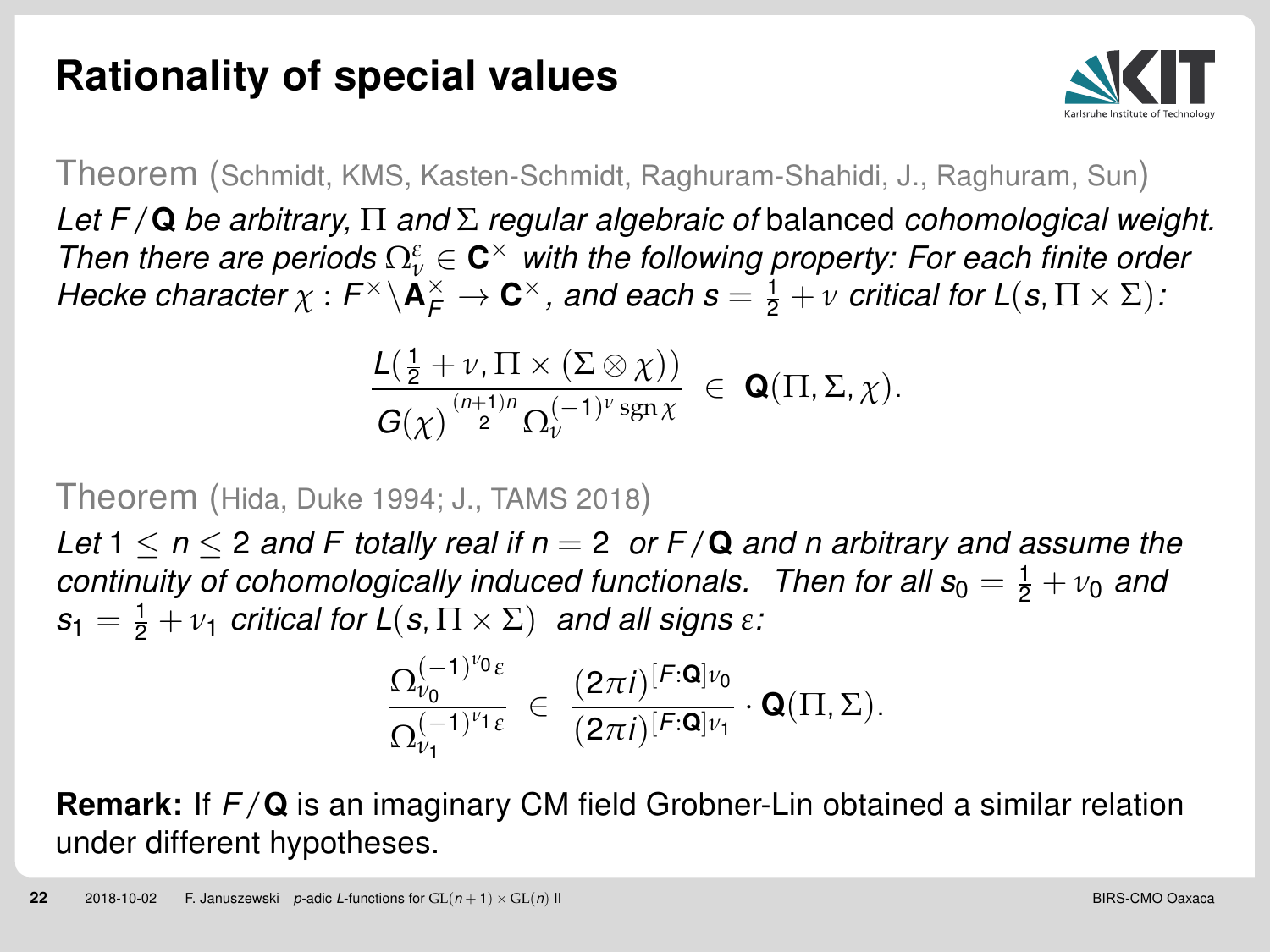# Rationality of special values

Theorem (Schmidt, KMS, Kasten-Schmidt, Raghuram-Shahidi, J., Raghuram, Sun)

*Let $F/\mathbf{Q}$ be arbitrary, $\Pi$ and $\Sigma$ regular algebraic of* balanced *cohomological weight. Then there are periods $\Omega_\nu^\varepsilon \in \mathbf{C}^\times$ with the following property: For each finite order Hecke character $\chi : F^\times \backslash \mathbf{A}_F^\times \to \mathbf{C}^\times$, and each $s = \frac{1}{2} + \nu$ critical for $L(s, \Pi \times \Sigma)$:*

$$\frac{L(\frac{1}{2} + \nu, \Pi \times (\Sigma \otimes \chi))}{G(\chi)^{\frac{(n+1)n}{2}} \Omega_\nu^{(-1)^\nu \operatorname{sgn} \chi}} \in \mathbf{Q}(\Pi, \Sigma, \chi).$$

Theorem (Hida, Duke 1994; J., TAMS 2018)

*Let $1 \leq n \leq 2$ and $F$ totally real if $n = 2$ or $F/\mathbf{Q}$ and $n$ arbitrary and assume the continuity of cohomologically induced functionals. Then for all $s_0 = \frac{1}{2} + \nu_0$ and $s_1 = \frac{1}{2} + \nu_1$ critical for $L(s, \Pi \times \Sigma)$ and all signs $\varepsilon$:*

$$\frac{\Omega_{\nu_0}^{(-1)^{\nu_0} \varepsilon}}{\Omega_{\nu_1}^{(-1)^{\nu_1} \varepsilon}} \in \frac{(2\pi i)^{[F:\mathbf{Q}]\nu_0}}{(2\pi i)^{[F:\mathbf{Q}]\nu_1}} \cdot \mathbf{Q}(\Pi, \Sigma).$$

**Remark:** If $F/\mathbf{Q}$ is an imaginary CM field Grobner-Lin obtained a similar relation under different hypotheses.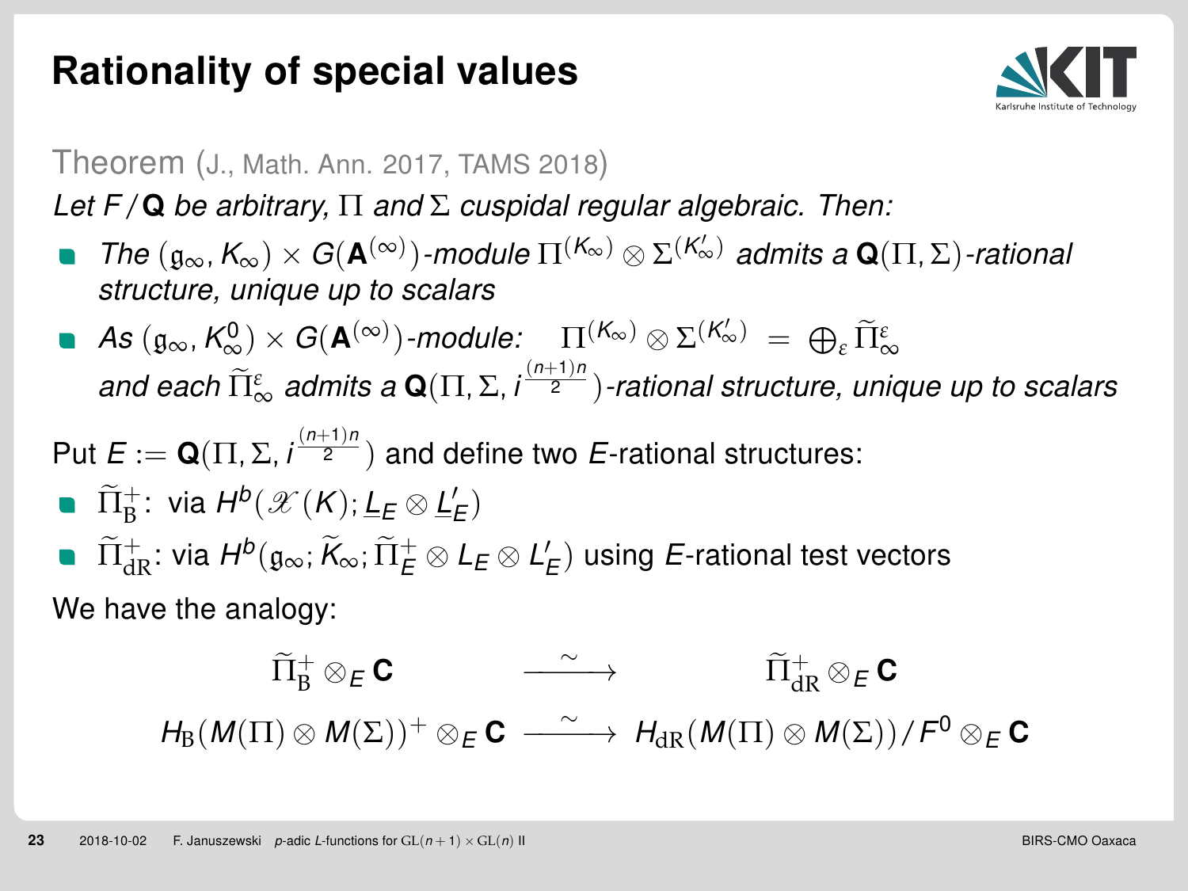# Rationality of special values

Theorem (J., Math. Ann. 2017, TAMS 2018)

*Let $F/\mathbf{Q}$ be arbitrary, $\Pi$ and $\Sigma$ cuspidal regular algebraic. Then:*

- *The $(\mathfrak{g}_\infty, K_\infty) \times G(\mathbf{A}^{(\infty)})$-module $\Pi^{(K_\infty)} \otimes \Sigma^{(K'_\infty)}$ admits a $\mathbf{Q}(\Pi,\Sigma)$-rational structure, unique up to scalars*
- *As $(\mathfrak{g}_\infty, K^0_\infty) \times G(\mathbf{A}^{(\infty)})$-module: $\quad \Pi^{(K_\infty)} \otimes \Sigma^{(K'_\infty)} = \bigoplus_\varepsilon \widetilde{\Pi}^\varepsilon_\infty$ and each $\widetilde{\Pi}^\varepsilon_\infty$ admits a $\mathbf{Q}(\Pi,\Sigma, i^{\frac{(n+1)n}{2}})$-rational structure, unique up to scalars*

Put $E := \mathbf{Q}(\Pi,\Sigma, i^{\frac{(n+1)n}{2}})$ and define two $E$-rational structures:

- $\widetilde{\Pi}^+_{\rm B}$: via $H^b(\mathscr{X}(K); \underline{L}_E \otimes \underline{L}'_E)$
- $\widetilde{\Pi}^+_{\rm dR}$: via $H^b(\mathfrak{g}_\infty; \widetilde{K}_\infty; \widetilde{\Pi}^+_E \otimes L_E \otimes L'_E)$ using $E$-rational test vectors

We have the analogy:

$$
\begin{array}{ccc}
\widetilde{\Pi}^+_{\rm B} \otimes_E \mathbf{C} & \xrightarrow{\sim} & \widetilde{\Pi}^+_{\rm dR} \otimes_E \mathbf{C} \\
H_{\rm B}(M(\Pi) \otimes M(\Sigma))^+ \otimes_E \mathbf{C} & \xrightarrow{\sim} & H_{\rm dR}(M(\Pi) \otimes M(\Sigma))/F^0 \otimes_E \mathbf{C}
\end{array}
$$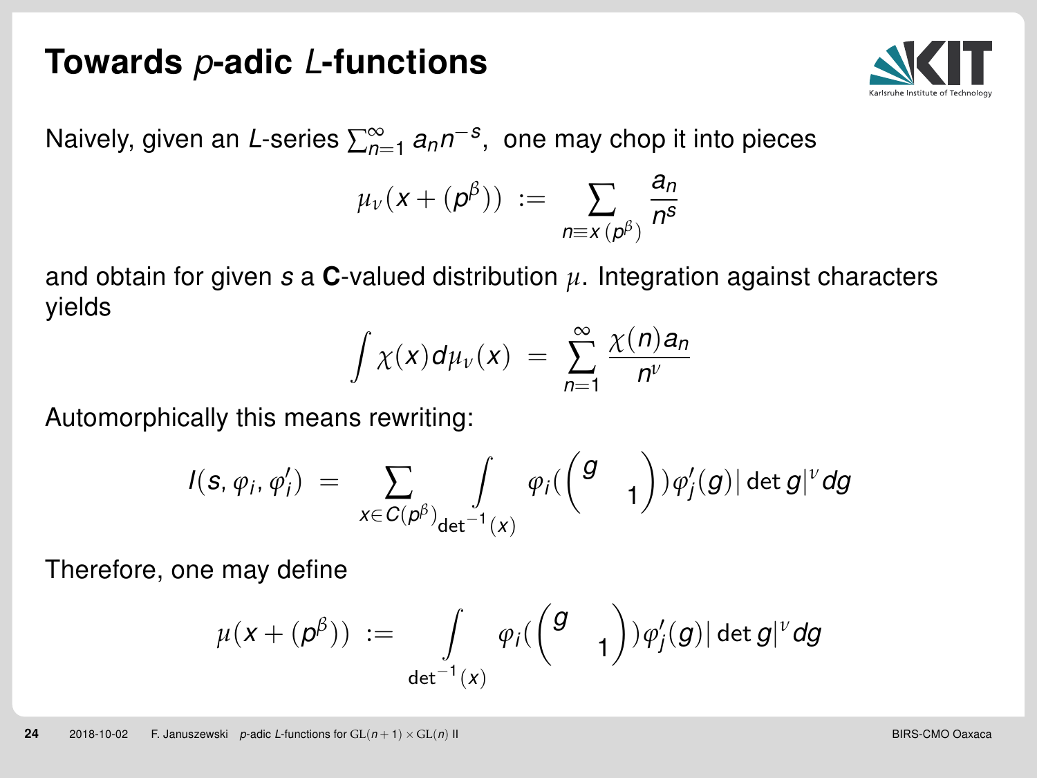# Towards $p$-adic $L$-functions

Naively, given an $L$-series $\sum_{n=1}^{\infty} a_n n^{-s}$, one may chop it into pieces

$$\mu_\nu(x + (p^\beta)) \;:=\; \sum_{n \equiv x\,(p^\beta)} \frac{a_n}{n^s}$$

and obtain for given $s$ a $\mathbf{C}$-valued distribution $\mu$. Integration against characters yields

$$\int \chi(x) d\mu_\nu(x) \;=\; \sum_{n=1}^{\infty} \frac{\chi(n) a_n}{n^\nu}$$

Automorphically this means rewriting:

$$I(s, \varphi_i, \varphi_i') \;=\; \sum_{x \in C(p^\beta)} \int_{\det^{-1}(x)} \varphi_i(\begin{pmatrix} g & \\ & 1 \end{pmatrix}) \varphi_j'(g) |\det g|^\nu dg$$

Therefore, one may define

$$\mu(x + (p^\beta)) \;:=\; \int_{\det^{-1}(x)} \varphi_i(\begin{pmatrix} g & \\ & 1 \end{pmatrix}) \varphi_j'(g) |\det g|^\nu dg$$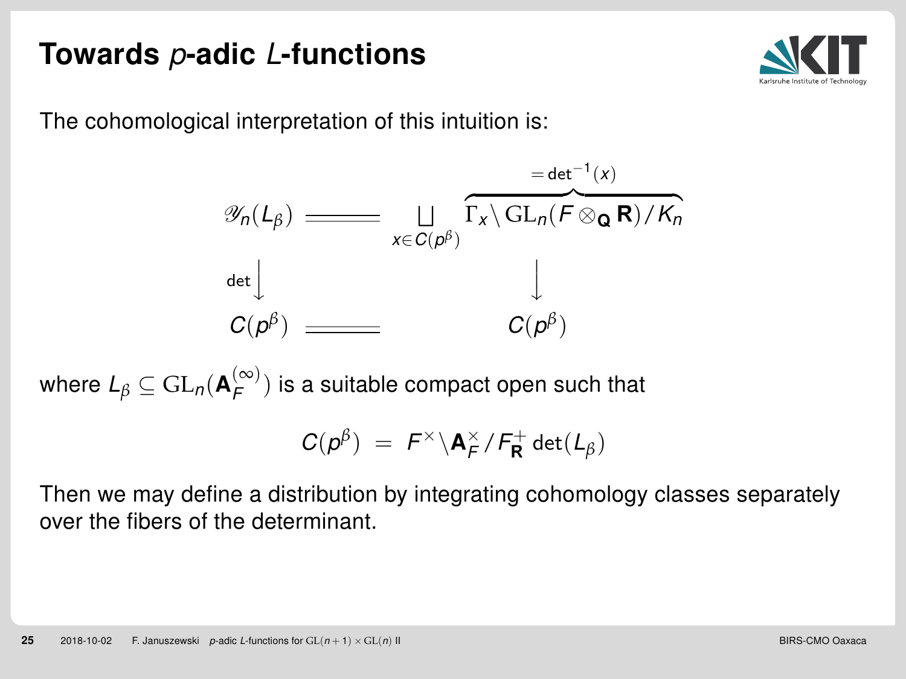# Towards $p$-adic $L$-functions

The cohomological interpretation of this intuition is:

$$
\begin{array}{ccc}
\mathscr{Y}_n(L_\beta) & = & \coprod_{x \in C(p^\beta)} \overbrace{\Gamma_x \backslash \mathrm{GL}_n(F \otimes_{\mathbf{Q}} \mathbf{R}) / K_n}^{=\det^{-1}(x)} \\
\det \big\downarrow & & \big\downarrow \\
C(p^\beta) & = & C(p^\beta)
\end{array}
$$

where $L_\beta \subseteq \mathrm{GL}_n(\mathbf{A}_F^{(\infty)})$ is a suitable compact open such that

$$
C(p^\beta) \; = \; F^\times \backslash \mathbf{A}_F^\times / F_{\mathbf{R}}^+ \det(L_\beta)
$$

Then we may define a distribution by integrating cohomology classes separately over the fibers of the determinant.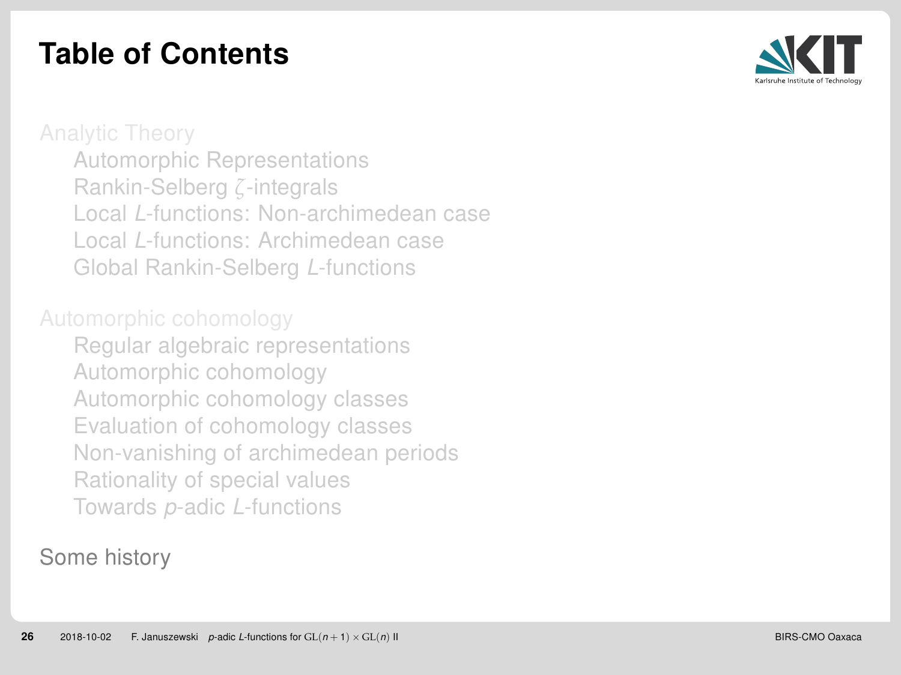# Table of Contents

Analytic Theory

- Automorphic Representations
- Rankin-Selberg $\zeta$-integrals
- Local $L$-functions: Non-archimedean case
- Local $L$-functions: Archimedean case
- Global Rankin-Selberg $L$-functions

Automorphic cohomology

- Regular algebraic representations
- Automorphic cohomology
- Automorphic cohomology classes
- Evaluation of cohomology classes
- Non-vanishing of archimedean periods
- Rationality of special values
- Towards $p$-adic $L$-functions

Some history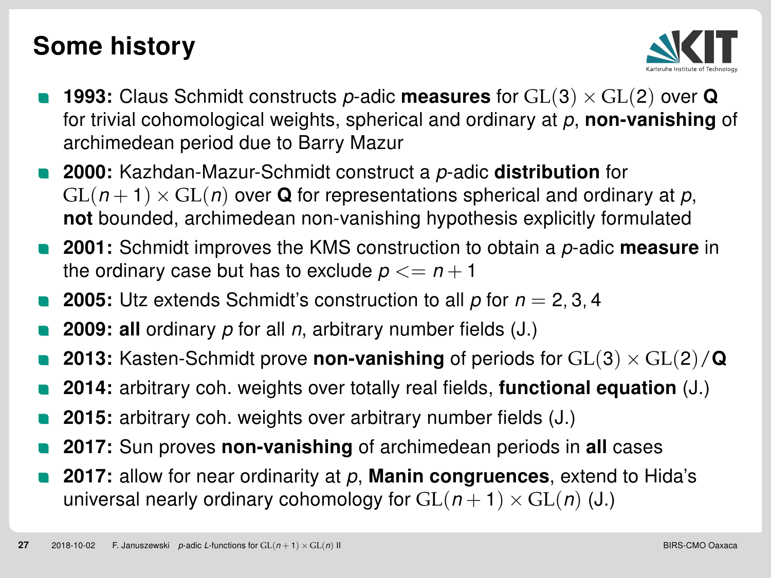# Some history

- **1993:** Claus Schmidt constructs $p$-adic **measures** for $\mathrm{GL}(3) \times \mathrm{GL}(2)$ over **Q** for trivial cohomological weights, spherical and ordinary at $p$, **non-vanishing** of archimedean period due to Barry Mazur
- **2000:** Kazhdan-Mazur-Schmidt construct a $p$-adic **distribution** for $\mathrm{GL}(n+1) \times \mathrm{GL}(n)$ over **Q** for representations spherical and ordinary at $p$, **not** bounded, archimedean non-vanishing hypothesis explicitly formulated
- **2001:** Schmidt improves the KMS construction to obtain a $p$-adic **measure** in the ordinary case but has to exclude $p <= n+1$
- **2005:** Utz extends Schmidt's construction to all $p$ for $n = 2, 3, 4$
- **2009:** **all** ordinary $p$ for all $n$, arbitrary number fields (J.)
- **2013:** Kasten-Schmidt prove **non-vanishing** of periods for $\mathrm{GL}(3) \times \mathrm{GL}(2)/$**Q**
- **2014:** arbitrary coh. weights over totally real fields, **functional equation** (J.)
- **2015:** arbitrary coh. weights over arbitrary number fields (J.)
- **2017:** Sun proves **non-vanishing** of archimedean periods in **all** cases
- **2017:** allow for near ordinarity at $p$, **Manin congruences**, extend to Hida's universal nearly ordinary cohomology for $\mathrm{GL}(n+1) \times \mathrm{GL}(n)$ (J.)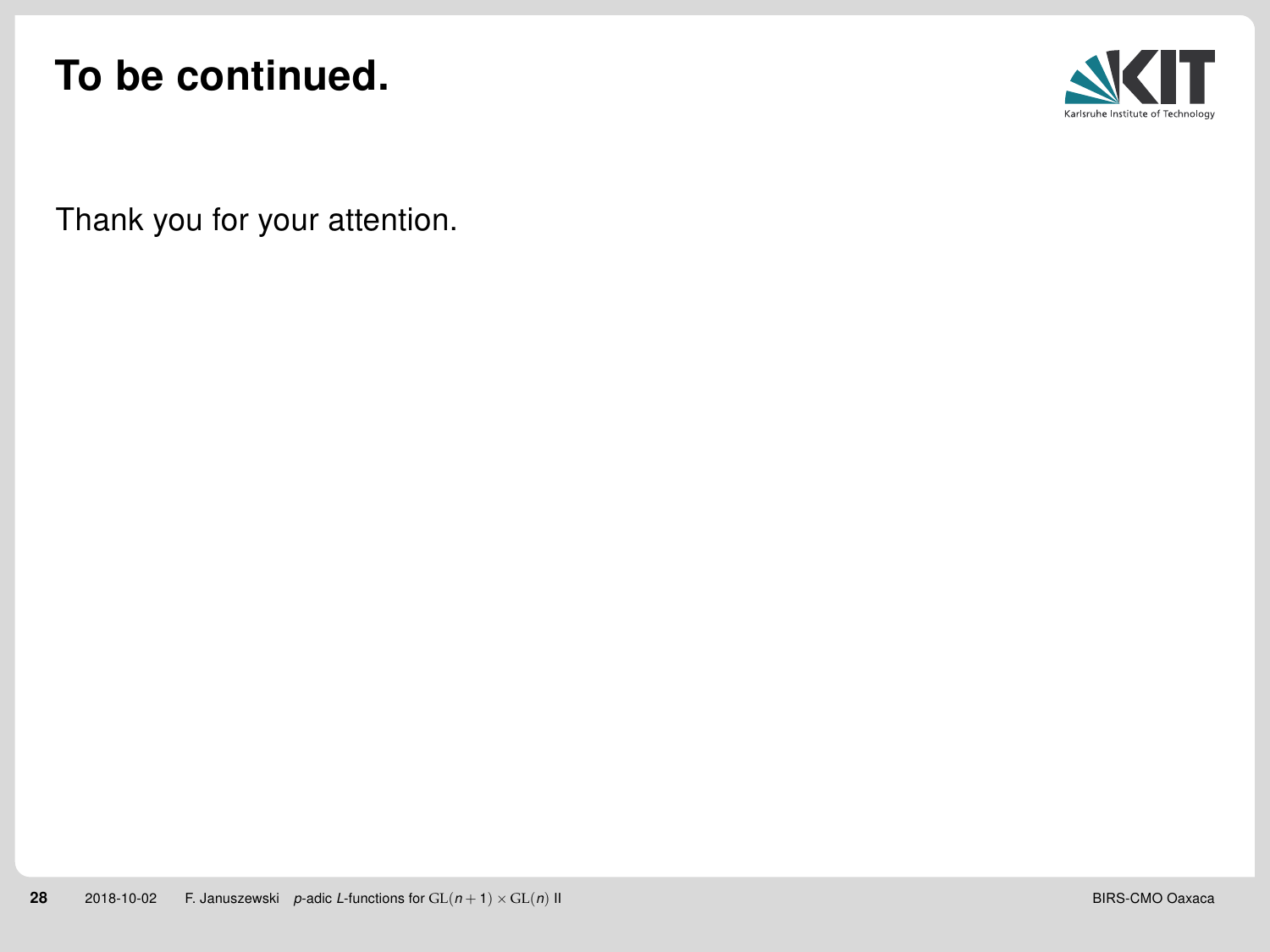# To be continued.

Thank you for your attention.